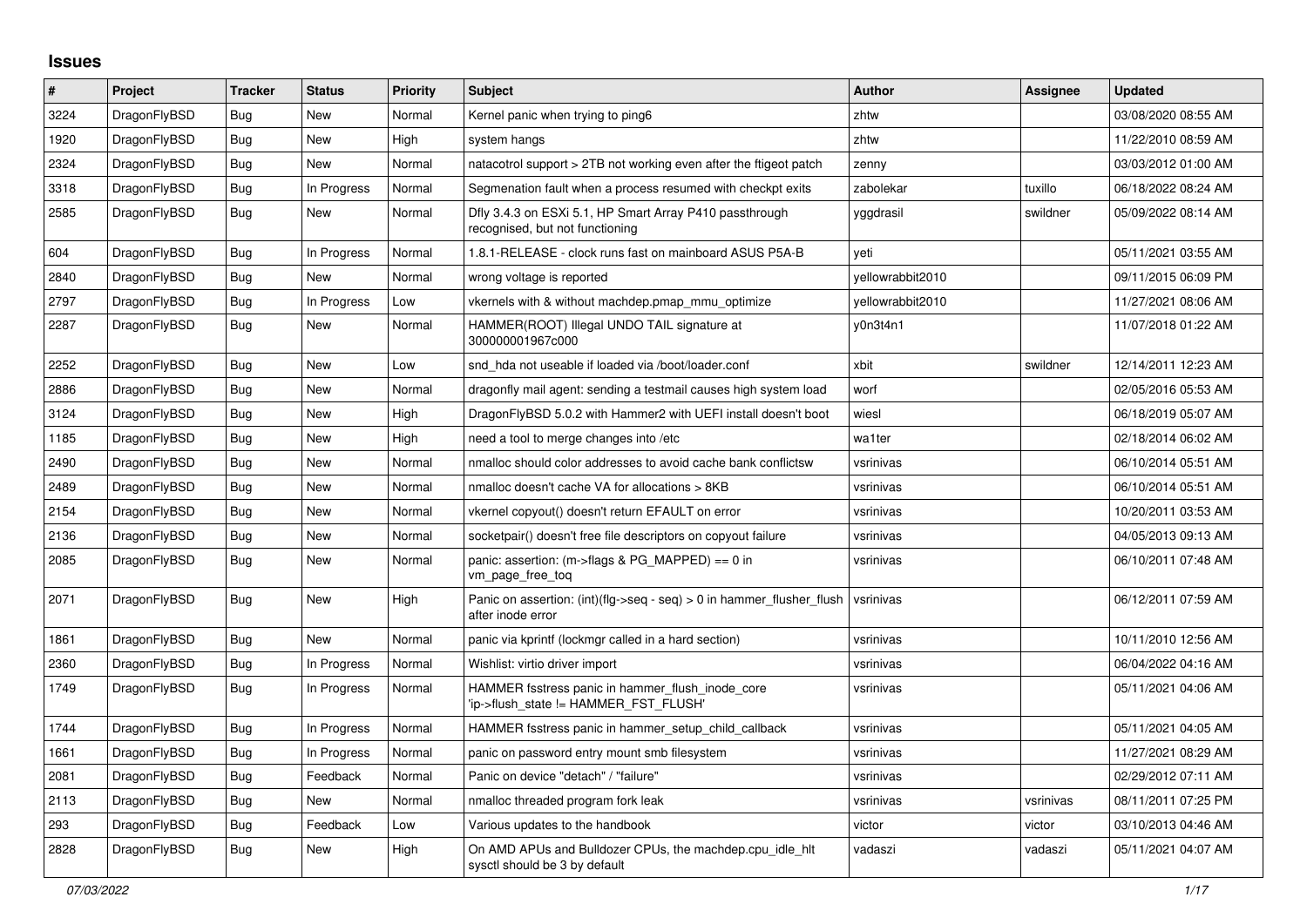# Issues

| # | Project | Tracker | Status | Priority | Subject | Author | Assignee | Updated |
|---|---|---|---|---|---|---|---|---|
| 3224 | DragonFlyBSD | Bug | New | Normal | Kernel panic when trying to ping6 | zhtw | | 03/08/2020 08:55 AM |
| 1920 | DragonFlyBSD | Bug | New | High | system hangs | zhtw | | 11/22/2010 08:59 AM |
| 2324 | DragonFlyBSD | Bug | New | Normal | natacotrol support > 2TB not working even after the ftigeot patch | zenny | | 03/03/2012 01:00 AM |
| 3318 | DragonFlyBSD | Bug | In Progress | Normal | Segmenation fault when a process resumed with checkpt exits | zabolekar | tuxillo | 06/18/2022 08:24 AM |
| 2585 | DragonFlyBSD | Bug | New | Normal | Dfly 3.4.3 on ESXi 5.1, HP Smart Array P410 passthrough recognised, but not functioning | yggdrasil | swildner | 05/09/2022 08:14 AM |
| 604 | DragonFlyBSD | Bug | In Progress | Normal | 1.8.1-RELEASE - clock runs fast on mainboard ASUS P5A-B | yeti | | 05/11/2021 03:55 AM |
| 2840 | DragonFlyBSD | Bug | New | Normal | wrong voltage is reported | yellowrabbit2010 | | 09/11/2015 06:09 PM |
| 2797 | DragonFlyBSD | Bug | In Progress | Low | vkernels with & without machdep.pmap_mmu_optimize | yellowrabbit2010 | | 11/27/2021 08:06 AM |
| 2287 | DragonFlyBSD | Bug | New | Normal | HAMMER(ROOT) Illegal UNDO TAIL signature at 300000001967c000 | y0n3t4n1 | | 11/07/2018 01:22 AM |
| 2252 | DragonFlyBSD | Bug | New | Low | snd_hda not useable if loaded via /boot/loader.conf | xbit | swildner | 12/14/2011 12:23 AM |
| 2886 | DragonFlyBSD | Bug | New | Normal | dragonfly mail agent: sending a testmail causes high system load | worf | | 02/05/2016 05:53 AM |
| 3124 | DragonFlyBSD | Bug | New | High | DragonFlyBSD 5.0.2 with Hammer2 with UEFI install doesn't boot | wiesl | | 06/18/2019 05:07 AM |
| 1185 | DragonFlyBSD | Bug | New | High | need a tool to merge changes into /etc | wa1ter | | 02/18/2014 06:02 AM |
| 2490 | DragonFlyBSD | Bug | New | Normal | nmalloc should color addresses to avoid cache bank conflictsw | vsrinivas | | 06/10/2014 05:51 AM |
| 2489 | DragonFlyBSD | Bug | New | Normal | nmalloc doesn't cache VA for allocations > 8KB | vsrinivas | | 06/10/2014 05:51 AM |
| 2154 | DragonFlyBSD | Bug | New | Normal | vkernel copyout() doesn't return EFAULT on error | vsrinivas | | 10/20/2011 03:53 AM |
| 2136 | DragonFlyBSD | Bug | New | Normal | socketpair() doesn't free file descriptors on copyout failure | vsrinivas | | 04/05/2013 09:13 AM |
| 2085 | DragonFlyBSD | Bug | New | Normal | panic: assertion: (m->flags & PG_MAPPED) == 0 in vm_page_free_toq | vsrinivas | | 06/10/2011 07:48 AM |
| 2071 | DragonFlyBSD | Bug | New | High | Panic on assertion: (int)(flg->seq - seq) > 0 in hammer_flusher_flush after inode error | vsrinivas | | 06/12/2011 07:59 AM |
| 1861 | DragonFlyBSD | Bug | New | Normal | panic via kprintf (lockmgr called in a hard section) | vsrinivas | | 10/11/2010 12:56 AM |
| 2360 | DragonFlyBSD | Bug | In Progress | Normal | Wishlist: virtio driver import | vsrinivas | | 06/04/2022 04:16 AM |
| 1749 | DragonFlyBSD | Bug | In Progress | Normal | HAMMER fsstress panic in hammer_flush_inode_core 'ip->flush_state != HAMMER_FST_FLUSH' | vsrinivas | | 05/11/2021 04:06 AM |
| 1744 | DragonFlyBSD | Bug | In Progress | Normal | HAMMER fsstress panic in hammer_setup_child_callback | vsrinivas | | 05/11/2021 04:05 AM |
| 1661 | DragonFlyBSD | Bug | In Progress | Normal | panic on password entry mount smb filesystem | vsrinivas | | 11/27/2021 08:29 AM |
| 2081 | DragonFlyBSD | Bug | Feedback | Normal | Panic on device "detach" / "failure" | vsrinivas | | 02/29/2012 07:11 AM |
| 2113 | DragonFlyBSD | Bug | New | Normal | nmalloc threaded program fork leak | vsrinivas | vsrinivas | 08/11/2011 07:25 PM |
| 293 | DragonFlyBSD | Bug | Feedback | Low | Various updates to the handbook | victor | victor | 03/10/2013 04:46 AM |
| 2828 | DragonFlyBSD | Bug | New | High | On AMD APUs and Bulldozer CPUs, the machdep.cpu_idle_hlt sysctl should be 3 by default | vadaszi | vadaszi | 05/11/2021 04:07 AM |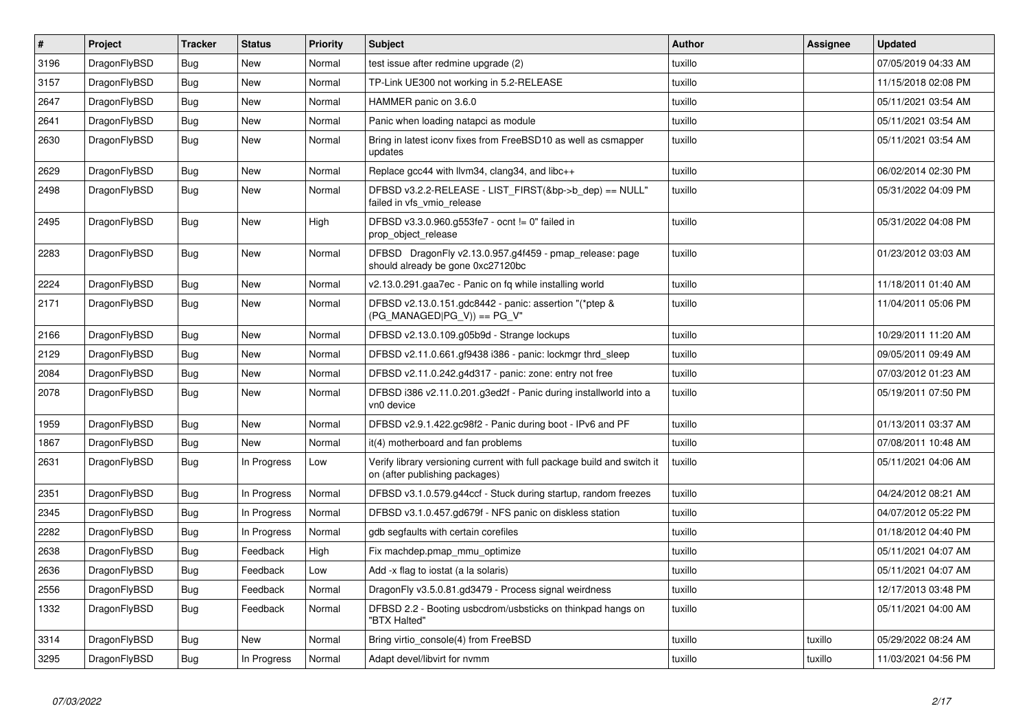| # | Project | Tracker | Status | Priority | Subject | Author | Assignee | Updated |
|---|---|---|---|---|---|---|---|---|
| 3196 | DragonFlyBSD | Bug | New | Normal | test issue after redmine upgrade (2) | tuxillo | | 07/05/2019 04:33 AM |
| 3157 | DragonFlyBSD | Bug | New | Normal | TP-Link UE300 not working in 5.2-RELEASE | tuxillo | | 11/15/2018 02:08 PM |
| 2647 | DragonFlyBSD | Bug | New | Normal | HAMMER panic on 3.6.0 | tuxillo | | 05/11/2021 03:54 AM |
| 2641 | DragonFlyBSD | Bug | New | Normal | Panic when loading natapci as module | tuxillo | | 05/11/2021 03:54 AM |
| 2630 | DragonFlyBSD | Bug | New | Normal | Bring in latest iconv fixes from FreeBSD10 as well as csmapper updates | tuxillo | | 05/11/2021 03:54 AM |
| 2629 | DragonFlyBSD | Bug | New | Normal | Replace gcc44 with llvm34, clang34, and libc++ | tuxillo | | 06/02/2014 02:30 PM |
| 2498 | DragonFlyBSD | Bug | New | Normal | DFBSD v3.2.2-RELEASE - LIST_FIRST(&bp->b_dep) == NULL" failed in vfs_vmio_release | tuxillo | | 05/31/2022 04:09 PM |
| 2495 | DragonFlyBSD | Bug | New | High | DFBSD v3.3.0.960.g553fe7 - ocnt != 0" failed in prop_object_release | tuxillo | | 05/31/2022 04:08 PM |
| 2283 | DragonFlyBSD | Bug | New | Normal | DFBSD DragonFly v2.13.0.957.g4f459 - pmap_release: page should already be gone 0xc27120bc | tuxillo | | 01/23/2012 03:03 AM |
| 2224 | DragonFlyBSD | Bug | New | Normal | v2.13.0.291.gaa7ec - Panic on fq while installing world | tuxillo | | 11/18/2011 01:40 AM |
| 2171 | DragonFlyBSD | Bug | New | Normal | DFBSD v2.13.0.151.gdc8442 - panic: assertion "(*ptep & (PG_MANAGED\|PG_V)) == PG_V" | tuxillo | | 11/04/2011 05:06 PM |
| 2166 | DragonFlyBSD | Bug | New | Normal | DFBSD v2.13.0.109.g05b9d - Strange lockups | tuxillo | | 10/29/2011 11:20 AM |
| 2129 | DragonFlyBSD | Bug | New | Normal | DFBSD v2.11.0.661.gf9438 i386 - panic: lockmgr thrd_sleep | tuxillo | | 09/05/2011 09:49 AM |
| 2084 | DragonFlyBSD | Bug | New | Normal | DFBSD v2.11.0.242.g4d317 - panic: zone: entry not free | tuxillo | | 07/03/2012 01:23 AM |
| 2078 | DragonFlyBSD | Bug | New | Normal | DFBSD i386 v2.11.0.201.g3ed2f - Panic during installworld into a vn0 device | tuxillo | | 05/19/2011 07:50 PM |
| 1959 | DragonFlyBSD | Bug | New | Normal | DFBSD v2.9.1.422.gc98f2 - Panic during boot - IPv6 and PF | tuxillo | | 01/13/2011 03:37 AM |
| 1867 | DragonFlyBSD | Bug | New | Normal | it(4) motherboard and fan problems | tuxillo | | 07/08/2011 10:48 AM |
| 2631 | DragonFlyBSD | Bug | In Progress | Low | Verify library versioning current with full package build and switch it on (after publishing packages) | tuxillo | | 05/11/2021 04:06 AM |
| 2351 | DragonFlyBSD | Bug | In Progress | Normal | DFBSD v3.1.0.579.g44ccf - Stuck during startup, random freezes | tuxillo | | 04/24/2012 08:21 AM |
| 2345 | DragonFlyBSD | Bug | In Progress | Normal | DFBSD v3.1.0.457.gd679f - NFS panic on diskless station | tuxillo | | 04/07/2012 05:22 PM |
| 2282 | DragonFlyBSD | Bug | In Progress | Normal | gdb segfaults with certain corefiles | tuxillo | | 01/18/2012 04:40 PM |
| 2638 | DragonFlyBSD | Bug | Feedback | High | Fix machdep.pmap_mmu_optimize | tuxillo | | 05/11/2021 04:07 AM |
| 2636 | DragonFlyBSD | Bug | Feedback | Low | Add -x flag to iostat (a la solaris) | tuxillo | | 05/11/2021 04:07 AM |
| 2556 | DragonFlyBSD | Bug | Feedback | Normal | DragonFly v3.5.0.81.gd3479 - Process signal weirdness | tuxillo | | 12/17/2013 03:48 PM |
| 1332 | DragonFlyBSD | Bug | Feedback | Normal | DFBSD 2.2 - Booting usbcdrom/usbsticks on thinkpad hangs on "BTX Halted" | tuxillo | | 05/11/2021 04:00 AM |
| 3314 | DragonFlyBSD | Bug | New | Normal | Bring virtio_console(4) from FreeBSD | tuxillo | tuxillo | 05/29/2022 08:24 AM |
| 3295 | DragonFlyBSD | Bug | In Progress | Normal | Adapt devel/libvirt for nvmm | tuxillo | tuxillo | 11/03/2021 04:56 PM |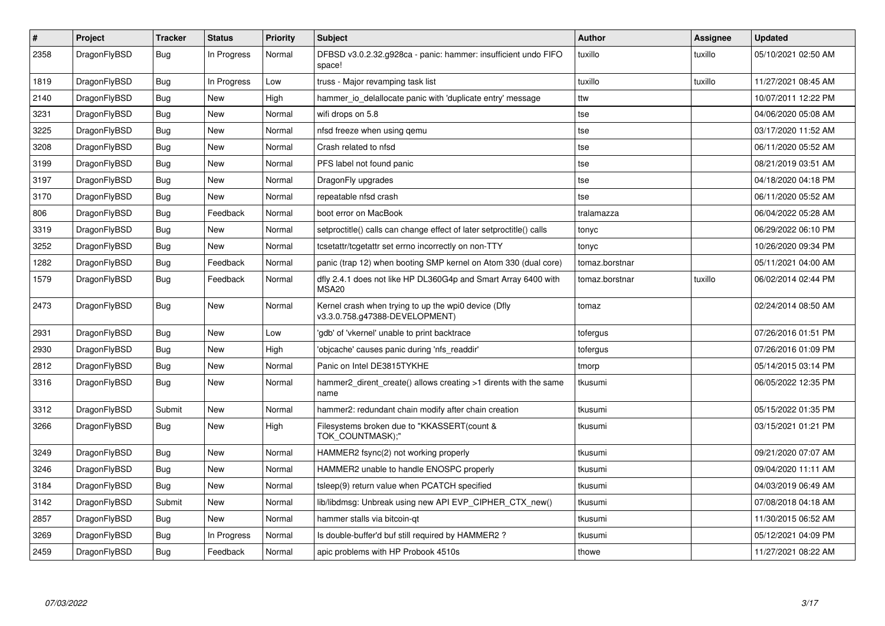| # | Project | Tracker | Status | Priority | Subject | Author | Assignee | Updated |
|---|---|---|---|---|---|---|---|---|
| 2358 | DragonFlyBSD | Bug | In Progress | Normal | DFBSD v3.0.2.32.g928ca - panic: hammer: insufficient undo FIFO space! | tuxillo | tuxillo | 05/10/2021 02:50 AM |
| 1819 | DragonFlyBSD | Bug | In Progress | Low | truss - Major revamping task list | tuxillo | tuxillo | 11/27/2021 08:45 AM |
| 2140 | DragonFlyBSD | Bug | New | High | hammer_io_delallocate panic with 'duplicate entry' message | ttw | | 10/07/2011 12:22 PM |
| 3231 | DragonFlyBSD | Bug | New | Normal | wifi drops on 5.8 | tse | | 04/06/2020 05:08 AM |
| 3225 | DragonFlyBSD | Bug | New | Normal | nfsd freeze when using qemu | tse | | 03/17/2020 11:52 AM |
| 3208 | DragonFlyBSD | Bug | New | Normal | Crash related to nfsd | tse | | 06/11/2020 05:52 AM |
| 3199 | DragonFlyBSD | Bug | New | Normal | PFS label not found panic | tse | | 08/21/2019 03:51 AM |
| 3197 | DragonFlyBSD | Bug | New | Normal | DragonFly upgrades | tse | | 04/18/2020 04:18 PM |
| 3170 | DragonFlyBSD | Bug | New | Normal | repeatable nfsd crash | tse | | 06/11/2020 05:52 AM |
| 806 | DragonFlyBSD | Bug | Feedback | Normal | boot error on MacBook | tralamazza | | 06/04/2022 05:28 AM |
| 3319 | DragonFlyBSD | Bug | New | Normal | setproctitle() calls can change effect of later setproctitle() calls | tonyc | | 06/29/2022 06:10 PM |
| 3252 | DragonFlyBSD | Bug | New | Normal | tcsetattr/tcgetattr set errno incorrectly on non-TTY | tonyc | | 10/26/2020 09:34 PM |
| 1282 | DragonFlyBSD | Bug | Feedback | Normal | panic (trap 12) when booting SMP kernel on Atom 330 (dual core) | tomaz.borstnar | | 05/11/2021 04:00 AM |
| 1579 | DragonFlyBSD | Bug | Feedback | Normal | dfly 2.4.1 does not like HP DL360G4p and Smart Array 6400 with MSA20 | tomaz.borstnar | tuxillo | 06/02/2014 02:44 PM |
| 2473 | DragonFlyBSD | Bug | New | Normal | Kernel crash when trying to up the wpi0 device (Dfly v3.3.0.758.g47388-DEVELOPMENT) | tomaz | | 02/24/2014 08:50 AM |
| 2931 | DragonFlyBSD | Bug | New | Low | 'gdb' of 'vkernel' unable to print backtrace | tofergus | | 07/26/2016 01:51 PM |
| 2930 | DragonFlyBSD | Bug | New | High | 'objcache' causes panic during 'nfs_readdir' | tofergus | | 07/26/2016 01:09 PM |
| 2812 | DragonFlyBSD | Bug | New | Normal | Panic on Intel DE3815TYKHE | tmorp | | 05/14/2015 03:14 PM |
| 3316 | DragonFlyBSD | Bug | New | Normal | hammer2_dirent_create() allows creating >1 dirents with the same name | tkusumi | | 06/05/2022 12:35 PM |
| 3312 | DragonFlyBSD | Submit | New | Normal | hammer2: redundant chain modify after chain creation | tkusumi | | 05/15/2022 01:35 PM |
| 3266 | DragonFlyBSD | Bug | New | High | Filesystems broken due to "KKASSERT(count & TOK_COUNTMASK);" | tkusumi | | 03/15/2021 01:21 PM |
| 3249 | DragonFlyBSD | Bug | New | Normal | HAMMER2 fsync(2) not working properly | tkusumi | | 09/21/2020 07:07 AM |
| 3246 | DragonFlyBSD | Bug | New | Normal | HAMMER2 unable to handle ENOSPC properly | tkusumi | | 09/04/2020 11:11 AM |
| 3184 | DragonFlyBSD | Bug | New | Normal | tsleep(9) return value when PCATCH specified | tkusumi | | 04/03/2019 06:49 AM |
| 3142 | DragonFlyBSD | Submit | New | Normal | lib/libdmsg: Unbreak using new API EVP_CIPHER_CTX_new() | tkusumi | | 07/08/2018 04:18 AM |
| 2857 | DragonFlyBSD | Bug | New | Normal | hammer stalls via bitcoin-qt | tkusumi | | 11/30/2015 06:52 AM |
| 3269 | DragonFlyBSD | Bug | In Progress | Normal | Is double-buffer'd buf still required by HAMMER2 ? | tkusumi | | 05/12/2021 04:09 PM |
| 2459 | DragonFlyBSD | Bug | Feedback | Normal | apic problems with HP Probook 4510s | thowe | | 11/27/2021 08:22 AM |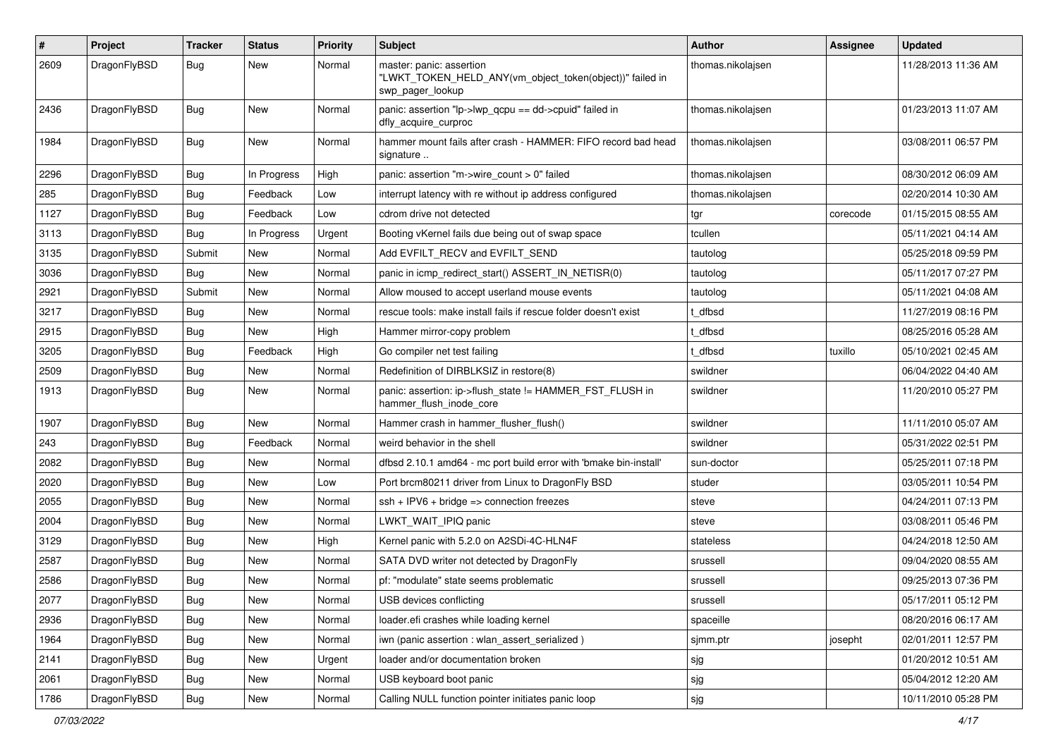| # | Project | Tracker | Status | Priority | Subject | Author | Assignee | Updated |
|---|---|---|---|---|---|---|---|---|
| 2609 | DragonFlyBSD | Bug | New | Normal | master: panic: assertion "LWKT_TOKEN_HELD_ANY(vm_object_token(object))" failed in swp_pager_lookup | thomas.nikolajsen | | 11/28/2013 11:36 AM |
| 2436 | DragonFlyBSD | Bug | New | Normal | panic: assertion "lp->lwp_qcpu == dd->cpuid" failed in dfly_acquire_curproc | thomas.nikolajsen | | 01/23/2013 11:07 AM |
| 1984 | DragonFlyBSD | Bug | New | Normal | hammer mount fails after crash - HAMMER: FIFO record bad head signature .. | thomas.nikolajsen | | 03/08/2011 06:57 PM |
| 2296 | DragonFlyBSD | Bug | In Progress | High | panic: assertion "m->wire_count > 0" failed | thomas.nikolajsen | | 08/30/2012 06:09 AM |
| 285 | DragonFlyBSD | Bug | Feedback | Low | interrupt latency with re without ip address configured | thomas.nikolajsen | | 02/20/2014 10:30 AM |
| 1127 | DragonFlyBSD | Bug | Feedback | Low | cdrom drive not detected | tgr | corecode | 01/15/2015 08:55 AM |
| 3113 | DragonFlyBSD | Bug | In Progress | Urgent | Booting vKernel fails due being out of swap space | tcullen | | 05/11/2021 04:14 AM |
| 3135 | DragonFlyBSD | Submit | New | Normal | Add EVFILT_RECV and EVFILT_SEND | tautolog | | 05/25/2018 09:59 PM |
| 3036 | DragonFlyBSD | Bug | New | Normal | panic in icmp_redirect_start() ASSERT_IN_NETISR(0) | tautolog | | 05/11/2017 07:27 PM |
| 2921 | DragonFlyBSD | Submit | New | Normal | Allow moused to accept userland mouse events | tautolog | | 05/11/2021 04:08 AM |
| 3217 | DragonFlyBSD | Bug | New | Normal | rescue tools: make install fails if rescue folder doesn't exist | t_dfbsd | | 11/27/2019 08:16 PM |
| 2915 | DragonFlyBSD | Bug | New | High | Hammer mirror-copy problem | t_dfbsd | | 08/25/2016 05:28 AM |
| 3205 | DragonFlyBSD | Bug | Feedback | High | Go compiler net test failing | t_dfbsd | tuxillo | 05/10/2021 02:45 AM |
| 2509 | DragonFlyBSD | Bug | New | Normal | Redefinition of DIRBLKSIZ in restore(8) | swildner | | 06/04/2022 04:40 AM |
| 1913 | DragonFlyBSD | Bug | New | Normal | panic: assertion: ip->flush_state != HAMMER_FST_FLUSH in hammer_flush_inode_core | swildner | | 11/20/2010 05:27 PM |
| 1907 | DragonFlyBSD | Bug | New | Normal | Hammer crash in hammer_flusher_flush() | swildner | | 11/11/2010 05:07 AM |
| 243 | DragonFlyBSD | Bug | Feedback | Normal | weird behavior in the shell | swildner | | 05/31/2022 02:51 PM |
| 2082 | DragonFlyBSD | Bug | New | Normal | dfbsd 2.10.1 amd64 - mc port build error with 'bmake bin-install' | sun-doctor | | 05/25/2011 07:18 PM |
| 2020 | DragonFlyBSD | Bug | New | Low | Port brcm80211 driver from Linux to DragonFly BSD | studer | | 03/05/2011 10:54 PM |
| 2055 | DragonFlyBSD | Bug | New | Normal | ssh + IPV6 + bridge => connection freezes | steve | | 04/24/2011 07:13 PM |
| 2004 | DragonFlyBSD | Bug | New | Normal | LWKT_WAIT_IPIQ panic | steve | | 03/08/2011 05:46 PM |
| 3129 | DragonFlyBSD | Bug | New | High | Kernel panic with 5.2.0 on A2SDi-4C-HLN4F | stateless | | 04/24/2018 12:50 AM |
| 2587 | DragonFlyBSD | Bug | New | Normal | SATA DVD writer not detected by DragonFly | srussell | | 09/04/2020 08:55 AM |
| 2586 | DragonFlyBSD | Bug | New | Normal | pf: "modulate" state seems problematic | srussell | | 09/25/2013 07:36 PM |
| 2077 | DragonFlyBSD | Bug | New | Normal | USB devices conflicting | srussell | | 05/17/2011 05:12 PM |
| 2936 | DragonFlyBSD | Bug | New | Normal | loader.efi crashes while loading kernel | spaceille | | 08/20/2016 06:17 AM |
| 1964 | DragonFlyBSD | Bug | New | Normal | iwn (panic assertion : wlan_assert_serialized ) | sjmm.ptr | josepht | 02/01/2011 12:57 PM |
| 2141 | DragonFlyBSD | Bug | New | Urgent | loader and/or documentation broken | sjg | | 01/20/2012 10:51 AM |
| 2061 | DragonFlyBSD | Bug | New | Normal | USB keyboard boot panic | sjg | | 05/04/2012 12:20 AM |
| 1786 | DragonFlyBSD | Bug | New | Normal | Calling NULL function pointer initiates panic loop | sjg | | 10/11/2010 05:28 PM |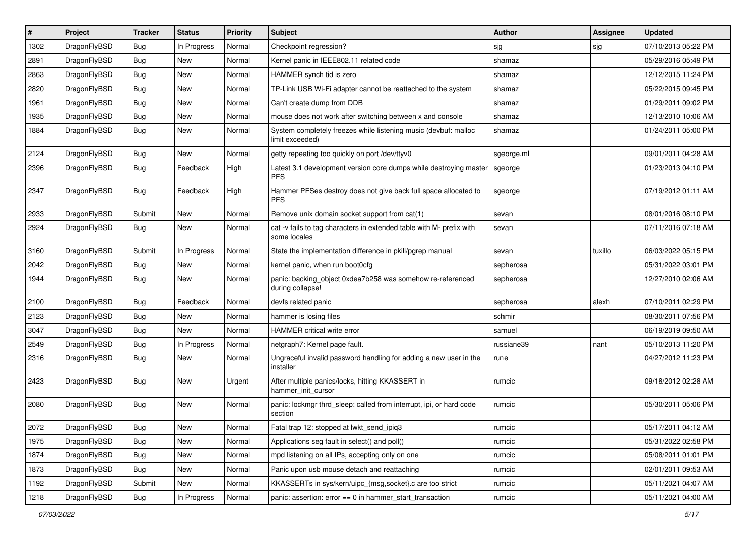| # | Project | Tracker | Status | Priority | Subject | Author | Assignee | Updated |
|---|---|---|---|---|---|---|---|---|
| 1302 | DragonFlyBSD | Bug | In Progress | Normal | Checkpoint regression? | sjg | sjg | 07/10/2013 05:22 PM |
| 2891 | DragonFlyBSD | Bug | New | Normal | Kernel panic in IEEE802.11 related code | shamaz | | 05/29/2016 05:49 PM |
| 2863 | DragonFlyBSD | Bug | New | Normal | HAMMER synch tid is zero | shamaz | | 12/12/2015 11:24 PM |
| 2820 | DragonFlyBSD | Bug | New | Normal | TP-Link USB Wi-Fi adapter cannot be reattached to the system | shamaz | | 05/22/2015 09:45 PM |
| 1961 | DragonFlyBSD | Bug | New | Normal | Can't create dump from DDB | shamaz | | 01/29/2011 09:02 PM |
| 1935 | DragonFlyBSD | Bug | New | Normal | mouse does not work after switching between x and console | shamaz | | 12/13/2010 10:06 AM |
| 1884 | DragonFlyBSD | Bug | New | Normal | System completely freezes while listening music (devbuf: malloc limit exceeded) | shamaz | | 01/24/2011 05:00 PM |
| 2124 | DragonFlyBSD | Bug | New | Normal | getty repeating too quickly on port /dev/ttyv0 | sgeorge.ml | | 09/01/2011 04:28 AM |
| 2396 | DragonFlyBSD | Bug | Feedback | High | Latest 3.1 development version core dumps while destroying master PFS | sgeorge | | 01/23/2013 04:10 PM |
| 2347 | DragonFlyBSD | Bug | Feedback | High | Hammer PFSes destroy does not give back full space allocated to PFS | sgeorge | | 07/19/2012 01:11 AM |
| 2933 | DragonFlyBSD | Submit | New | Normal | Remove unix domain socket support from cat(1) | sevan | | 08/01/2016 08:10 PM |
| 2924 | DragonFlyBSD | Bug | New | Normal | cat -v fails to tag characters in extended table with M- prefix with some locales | sevan | | 07/11/2016 07:18 AM |
| 3160 | DragonFlyBSD | Submit | In Progress | Normal | State the implementation difference in pkill/pgrep manual | sevan | tuxillo | 06/03/2022 05:15 PM |
| 2042 | DragonFlyBSD | Bug | New | Normal | kernel panic, when run boot0cfg | sepherosa | | 05/31/2022 03:01 PM |
| 1944 | DragonFlyBSD | Bug | New | Normal | panic: backing_object 0xdea7b258 was somehow re-referenced during collapse! | sepherosa | | 12/27/2010 02:06 AM |
| 2100 | DragonFlyBSD | Bug | Feedback | Normal | devfs related panic | sepherosa | alexh | 07/10/2011 02:29 PM |
| 2123 | DragonFlyBSD | Bug | New | Normal | hammer is losing files | schmir | | 08/30/2011 07:56 PM |
| 3047 | DragonFlyBSD | Bug | New | Normal | HAMMER critical write error | samuel | | 06/19/2019 09:50 AM |
| 2549 | DragonFlyBSD | Bug | In Progress | Normal | netgraph7: Kernel page fault. | russiane39 | nant | 05/10/2013 11:20 PM |
| 2316 | DragonFlyBSD | Bug | New | Normal | Ungraceful invalid password handling for adding a new user in the installer | rune | | 04/27/2012 11:23 PM |
| 2423 | DragonFlyBSD | Bug | New | Urgent | After multiple panics/locks, hitting KKASSERT in hammer_init_cursor | rumcic | | 09/18/2012 02:28 AM |
| 2080 | DragonFlyBSD | Bug | New | Normal | panic: lockmgr thrd_sleep: called from interrupt, ipi, or hard code section | rumcic | | 05/30/2011 05:06 PM |
| 2072 | DragonFlyBSD | Bug | New | Normal | Fatal trap 12: stopped at lwkt_send_ipiq3 | rumcic | | 05/17/2011 04:12 AM |
| 1975 | DragonFlyBSD | Bug | New | Normal | Applications seg fault in select() and poll() | rumcic | | 05/31/2022 02:58 PM |
| 1874 | DragonFlyBSD | Bug | New | Normal | mpd listening on all IPs, accepting only on one | rumcic | | 05/08/2011 01:01 PM |
| 1873 | DragonFlyBSD | Bug | New | Normal | Panic upon usb mouse detach and reattaching | rumcic | | 02/01/2011 09:53 AM |
| 1192 | DragonFlyBSD | Submit | New | Normal | KKASSERTs in sys/kern/uipc_{msg,socket}.c are too strict | rumcic | | 05/11/2021 04:07 AM |
| 1218 | DragonFlyBSD | Bug | In Progress | Normal | panic: assertion: error == 0 in hammer_start_transaction | rumcic | | 05/11/2021 04:00 AM |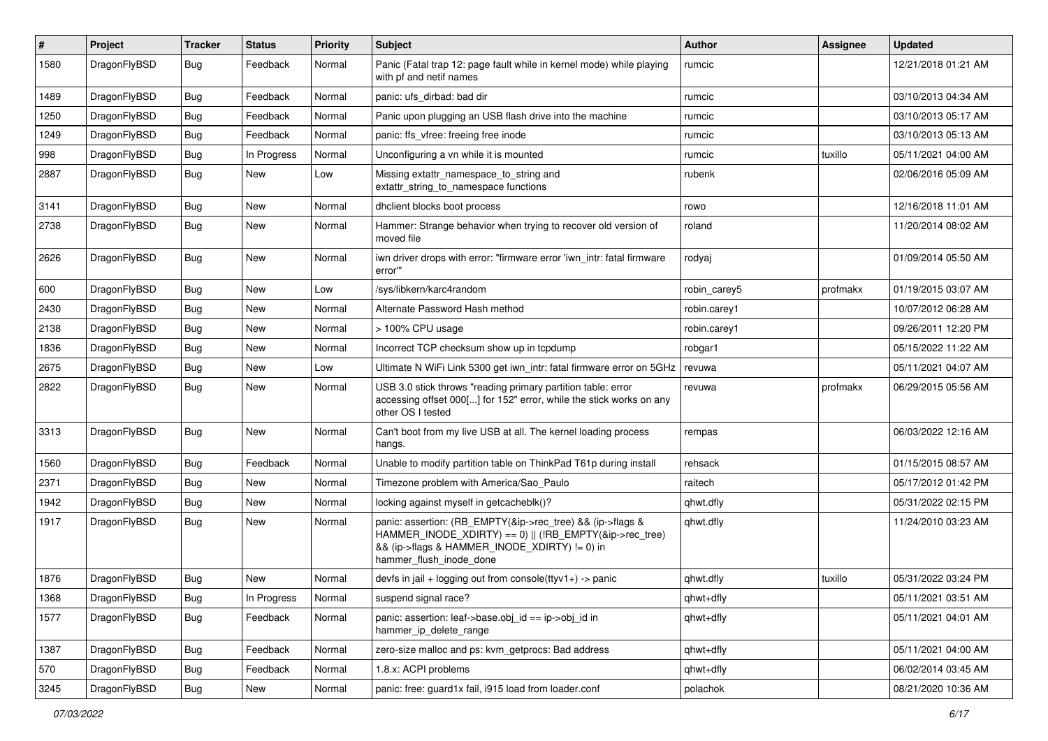| # | Project | Tracker | Status | Priority | Subject | Author | Assignee | Updated |
|---|---|---|---|---|---|---|---|---|
| 1580 | DragonFlyBSD | Bug | Feedback | Normal | Panic (Fatal trap 12: page fault while in kernel mode) while playing with pf and netif names | rumcic | | 12/21/2018 01:21 AM |
| 1489 | DragonFlyBSD | Bug | Feedback | Normal | panic: ufs_dirbad: bad dir | rumcic | | 03/10/2013 04:34 AM |
| 1250 | DragonFlyBSD | Bug | Feedback | Normal | Panic upon plugging an USB flash drive into the machine | rumcic | | 03/10/2013 05:17 AM |
| 1249 | DragonFlyBSD | Bug | Feedback | Normal | panic: ffs_vfree: freeing free inode | rumcic | | 03/10/2013 05:13 AM |
| 998 | DragonFlyBSD | Bug | In Progress | Normal | Unconfiguring a vn while it is mounted | rumcic | tuxillo | 05/11/2021 04:00 AM |
| 2887 | DragonFlyBSD | Bug | New | Low | Missing extattr_namespace_to_string and extattr_string_to_namespace functions | rubenk | | 02/06/2016 05:09 AM |
| 3141 | DragonFlyBSD | Bug | New | Normal | dhclient blocks boot process | rowo | | 12/16/2018 11:01 AM |
| 2738 | DragonFlyBSD | Bug | New | Normal | Hammer: Strange behavior when trying to recover old version of moved file | roland | | 11/20/2014 08:02 AM |
| 2626 | DragonFlyBSD | Bug | New | Normal | iwn driver drops with error: "firmware error 'iwn_intr: fatal firmware error'" | rodyaj | | 01/09/2014 05:50 AM |
| 600 | DragonFlyBSD | Bug | New | Low | /sys/libkern/karc4random | robin_carey5 | profmakx | 01/19/2015 03:07 AM |
| 2430 | DragonFlyBSD | Bug | New | Normal | Alternate Password Hash method | robin.carey1 | | 10/07/2012 06:28 AM |
| 2138 | DragonFlyBSD | Bug | New | Normal | > 100% CPU usage | robin.carey1 | | 09/26/2011 12:20 PM |
| 1836 | DragonFlyBSD | Bug | New | Normal | Incorrect TCP checksum show up in tcpdump | robgar1 | | 05/15/2022 11:22 AM |
| 2675 | DragonFlyBSD | Bug | New | Low | Ultimate N WiFi Link 5300 get iwn_intr: fatal firmware error on 5GHz | revuwa | | 05/11/2021 04:07 AM |
| 2822 | DragonFlyBSD | Bug | New | Normal | USB 3.0 stick throws "reading primary partition table: error accessing offset 000[...] for 152" error, while the stick works on any other OS I tested | revuwa | profmakx | 06/29/2015 05:56 AM |
| 3313 | DragonFlyBSD | Bug | New | Normal | Can't boot from my live USB at all. The kernel loading process hangs. | rempas | | 06/03/2022 12:16 AM |
| 1560 | DragonFlyBSD | Bug | Feedback | Normal | Unable to modify partition table on ThinkPad T61p during install | rehsack | | 01/15/2015 08:57 AM |
| 2371 | DragonFlyBSD | Bug | New | Normal | Timezone problem with America/Sao_Paulo | raitech | | 05/17/2012 01:42 PM |
| 1942 | DragonFlyBSD | Bug | New | Normal | locking against myself in getcacheblk()? | qhwt.dfly | | 05/31/2022 02:15 PM |
| 1917 | DragonFlyBSD | Bug | New | Normal | panic: assertion: (RB_EMPTY(&ip->rec_tree) && (ip->flags & HAMMER_INODE_XDIRTY) == 0) \|\| (!RB_EMPTY(&ip->rec_tree) && (ip->flags & HAMMER_INODE_XDIRTY) != 0) in hammer_flush_inode_done | qhwt.dfly | | 11/24/2010 03:23 AM |
| 1876 | DragonFlyBSD | Bug | New | Normal | devfs in jail + logging out from console(ttyv1+) -> panic | qhwt.dfly | tuxillo | 05/31/2022 03:24 PM |
| 1368 | DragonFlyBSD | Bug | In Progress | Normal | suspend signal race? | qhwt+dfly | | 05/11/2021 03:51 AM |
| 1577 | DragonFlyBSD | Bug | Feedback | Normal | panic: assertion: leaf->base.obj_id == ip->obj_id in hammer_ip_delete_range | qhwt+dfly | | 05/11/2021 04:01 AM |
| 1387 | DragonFlyBSD | Bug | Feedback | Normal | zero-size malloc and ps: kvm_getprocs: Bad address | qhwt+dfly | | 05/11/2021 04:00 AM |
| 570 | DragonFlyBSD | Bug | Feedback | Normal | 1.8.x: ACPI problems | qhwt+dfly | | 06/02/2014 03:45 AM |
| 3245 | DragonFlyBSD | Bug | New | Normal | panic: free: guard1x fail, i915 load from loader.conf | polachok | | 08/21/2020 10:36 AM |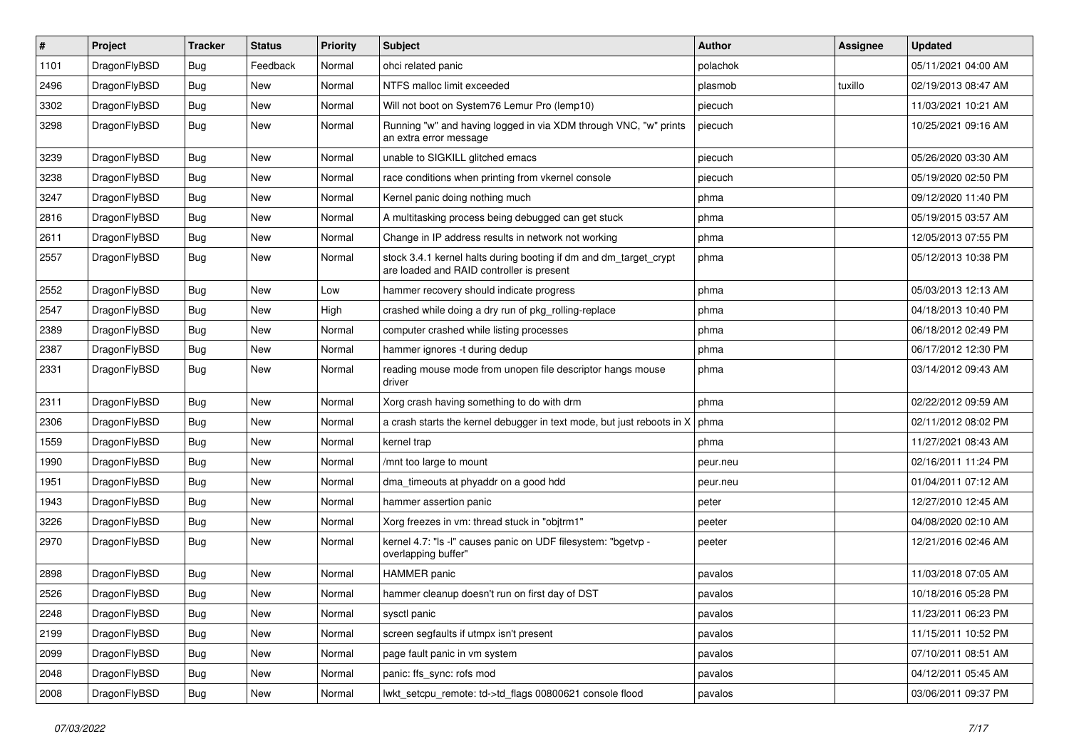| # | Project | Tracker | Status | Priority | Subject | Author | Assignee | Updated |
|---|---|---|---|---|---|---|---|---|
| 1101 | DragonFlyBSD | Bug | Feedback | Normal | ohci related panic | polachok | | 05/11/2021 04:00 AM |
| 2496 | DragonFlyBSD | Bug | New | Normal | NTFS malloc limit exceeded | plasmob | tuxillo | 02/19/2013 08:47 AM |
| 3302 | DragonFlyBSD | Bug | New | Normal | Will not boot on System76 Lemur Pro (lemp10) | piecuch | | 11/03/2021 10:21 AM |
| 3298 | DragonFlyBSD | Bug | New | Normal | Running "w" and having logged in via XDM through VNC, "w" prints an extra error message | piecuch | | 10/25/2021 09:16 AM |
| 3239 | DragonFlyBSD | Bug | New | Normal | unable to SIGKILL glitched emacs | piecuch | | 05/26/2020 03:30 AM |
| 3238 | DragonFlyBSD | Bug | New | Normal | race conditions when printing from vkernel console | piecuch | | 05/19/2020 02:50 PM |
| 3247 | DragonFlyBSD | Bug | New | Normal | Kernel panic doing nothing much | phma | | 09/12/2020 11:40 PM |
| 2816 | DragonFlyBSD | Bug | New | Normal | A multitasking process being debugged can get stuck | phma | | 05/19/2015 03:57 AM |
| 2611 | DragonFlyBSD | Bug | New | Normal | Change in IP address results in network not working | phma | | 12/05/2013 07:55 PM |
| 2557 | DragonFlyBSD | Bug | New | Normal | stock 3.4.1 kernel halts during booting if dm and dm_target_crypt are loaded and RAID controller is present | phma | | 05/12/2013 10:38 PM |
| 2552 | DragonFlyBSD | Bug | New | Low | hammer recovery should indicate progress | phma | | 05/03/2013 12:13 AM |
| 2547 | DragonFlyBSD | Bug | New | High | crashed while doing a dry run of pkg_rolling-replace | phma | | 04/18/2013 10:40 PM |
| 2389 | DragonFlyBSD | Bug | New | Normal | computer crashed while listing processes | phma | | 06/18/2012 02:49 PM |
| 2387 | DragonFlyBSD | Bug | New | Normal | hammer ignores -t during dedup | phma | | 06/17/2012 12:30 PM |
| 2331 | DragonFlyBSD | Bug | New | Normal | reading mouse mode from unopen file descriptor hangs mouse driver | phma | | 03/14/2012 09:43 AM |
| 2311 | DragonFlyBSD | Bug | New | Normal | Xorg crash having something to do with drm | phma | | 02/22/2012 09:59 AM |
| 2306 | DragonFlyBSD | Bug | New | Normal | a crash starts the kernel debugger in text mode, but just reboots in X | phma | | 02/11/2012 08:02 PM |
| 1559 | DragonFlyBSD | Bug | New | Normal | kernel trap | phma | | 11/27/2021 08:43 AM |
| 1990 | DragonFlyBSD | Bug | New | Normal | /mnt too large to mount | peur.neu | | 02/16/2011 11:24 PM |
| 1951 | DragonFlyBSD | Bug | New | Normal | dma_timeouts at phyaddr on a good hdd | peur.neu | | 01/04/2011 07:12 AM |
| 1943 | DragonFlyBSD | Bug | New | Normal | hammer assertion panic | peter | | 12/27/2010 12:45 AM |
| 3226 | DragonFlyBSD | Bug | New | Normal | Xorg freezes in vm: thread stuck in "objtrm1" | peeter | | 04/08/2020 02:10 AM |
| 2970 | DragonFlyBSD | Bug | New | Normal | kernel 4.7: "ls -l" causes panic on UDF filesystem: "bgetvp - overlapping buffer" | peeter | | 12/21/2016 02:46 AM |
| 2898 | DragonFlyBSD | Bug | New | Normal | HAMMER panic | pavalos | | 11/03/2018 07:05 AM |
| 2526 | DragonFlyBSD | Bug | New | Normal | hammer cleanup doesn't run on first day of DST | pavalos | | 10/18/2016 05:28 PM |
| 2248 | DragonFlyBSD | Bug | New | Normal | sysctl panic | pavalos | | 11/23/2011 06:23 PM |
| 2199 | DragonFlyBSD | Bug | New | Normal | screen segfaults if utmpx isn't present | pavalos | | 11/15/2011 10:52 PM |
| 2099 | DragonFlyBSD | Bug | New | Normal | page fault panic in vm system | pavalos | | 07/10/2011 08:51 AM |
| 2048 | DragonFlyBSD | Bug | New | Normal | panic: ffs_sync: rofs mod | pavalos | | 04/12/2011 05:45 AM |
| 2008 | DragonFlyBSD | Bug | New | Normal | lwkt_setcpu_remote: td->td_flags 00800621 console flood | pavalos | | 03/06/2011 09:37 PM |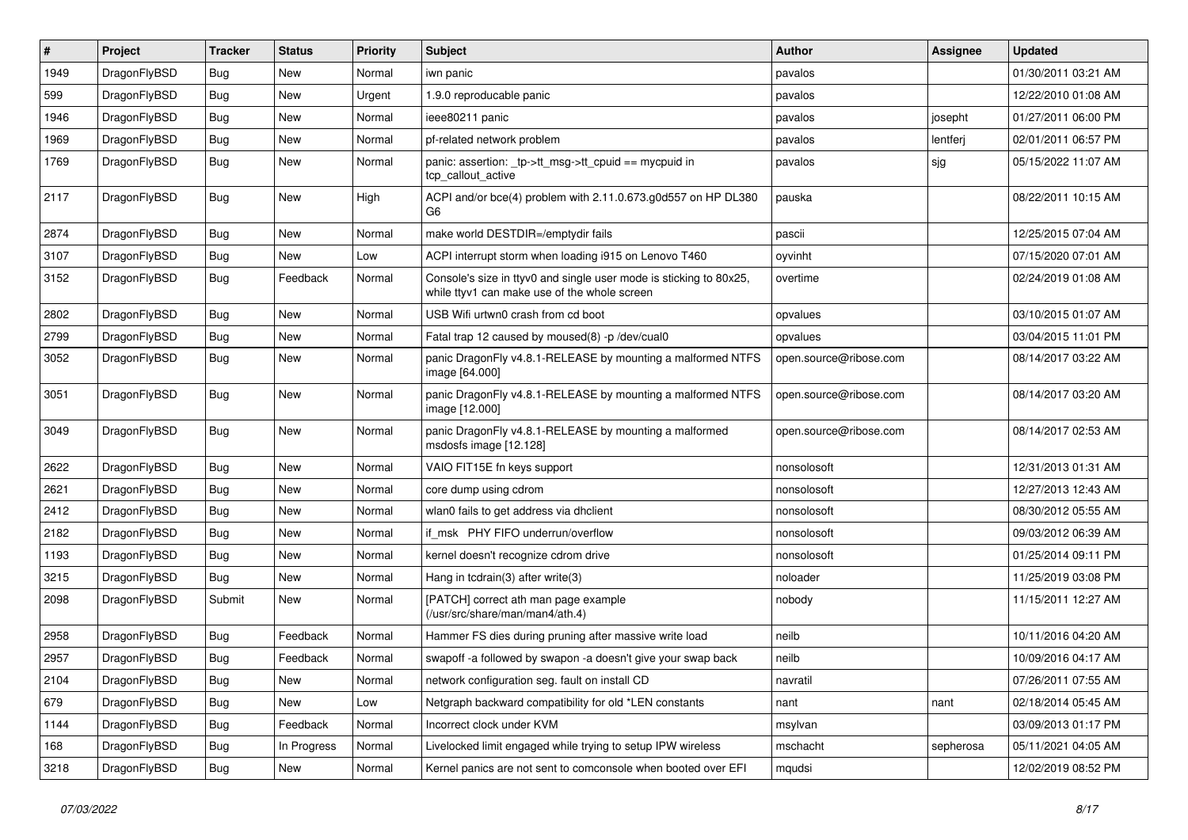| # | Project | Tracker | Status | Priority | Subject | Author | Assignee | Updated |
|---|---|---|---|---|---|---|---|---|
| 1949 | DragonFlyBSD | Bug | New | Normal | iwn panic | pavalos | | 01/30/2011 03:21 AM |
| 599 | DragonFlyBSD | Bug | New | Urgent | 1.9.0 reproducable panic | pavalos | | 12/22/2010 01:08 AM |
| 1946 | DragonFlyBSD | Bug | New | Normal | ieee80211 panic | pavalos | josepht | 01/27/2011 06:00 PM |
| 1969 | DragonFlyBSD | Bug | New | Normal | pf-related network problem | pavalos | lentferj | 02/01/2011 06:57 PM |
| 1769 | DragonFlyBSD | Bug | New | Normal | panic: assertion: _tp->tt_msg->tt_cpuid == mycpuid in tcp_callout_active | pavalos | sjg | 05/15/2022 11:07 AM |
| 2117 | DragonFlyBSD | Bug | New | High | ACPI and/or bce(4) problem with 2.11.0.673.g0d557 on HP DL380 G6 | pauska | | 08/22/2011 10:15 AM |
| 2874 | DragonFlyBSD | Bug | New | Normal | make world DESTDIR=/emptydir fails | pascii | | 12/25/2015 07:04 AM |
| 3107 | DragonFlyBSD | Bug | New | Low | ACPI interrupt storm when loading i915 on Lenovo T460 | oyvinht | | 07/15/2020 07:01 AM |
| 3152 | DragonFlyBSD | Bug | Feedback | Normal | Console's size in ttyv0 and single user mode is sticking to 80x25, while ttyv1 can make use of the whole screen | overtime | | 02/24/2019 01:08 AM |
| 2802 | DragonFlyBSD | Bug | New | Normal | USB Wifi urtwn0 crash from cd boot | opvalues | | 03/10/2015 01:07 AM |
| 2799 | DragonFlyBSD | Bug | New | Normal | Fatal trap 12 caused by moused(8) -p /dev/cual0 | opvalues | | 03/04/2015 11:01 PM |
| 3052 | DragonFlyBSD | Bug | New | Normal | panic DragonFly v4.8.1-RELEASE by mounting a malformed NTFS image [64.000] | open.source@ribose.com | | 08/14/2017 03:22 AM |
| 3051 | DragonFlyBSD | Bug | New | Normal | panic DragonFly v4.8.1-RELEASE by mounting a malformed NTFS image [12.000] | open.source@ribose.com | | 08/14/2017 03:20 AM |
| 3049 | DragonFlyBSD | Bug | New | Normal | panic DragonFly v4.8.1-RELEASE by mounting a malformed msdosfs image [12.128] | open.source@ribose.com | | 08/14/2017 02:53 AM |
| 2622 | DragonFlyBSD | Bug | New | Normal | VAIO FIT15E fn keys support | nonsolosoft | | 12/31/2013 01:31 AM |
| 2621 | DragonFlyBSD | Bug | New | Normal | core dump using cdrom | nonsolosoft | | 12/27/2013 12:43 AM |
| 2412 | DragonFlyBSD | Bug | New | Normal | wlan0 fails to get address via dhclient | nonsolosoft | | 08/30/2012 05:55 AM |
| 2182 | DragonFlyBSD | Bug | New | Normal | if_msk PHY FIFO underrun/overflow | nonsolosoft | | 09/03/2012 06:39 AM |
| 1193 | DragonFlyBSD | Bug | New | Normal | kernel doesn't recognize cdrom drive | nonsolosoft | | 01/25/2014 09:11 PM |
| 3215 | DragonFlyBSD | Bug | New | Normal | Hang in tcdrain(3) after write(3) | noloader | | 11/25/2019 03:08 PM |
| 2098 | DragonFlyBSD | Submit | New | Normal | [PATCH] correct ath man page example (/usr/src/share/man/man4/ath.4) | nobody | | 11/15/2011 12:27 AM |
| 2958 | DragonFlyBSD | Bug | Feedback | Normal | Hammer FS dies during pruning after massive write load | neilb | | 10/11/2016 04:20 AM |
| 2957 | DragonFlyBSD | Bug | Feedback | Normal | swapoff -a followed by swapon -a doesn't give your swap back | neilb | | 10/09/2016 04:17 AM |
| 2104 | DragonFlyBSD | Bug | New | Normal | network configuration seg. fault on install CD | navratil | | 07/26/2011 07:55 AM |
| 679 | DragonFlyBSD | Bug | New | Low | Netgraph backward compatibility for old *LEN constants | nant | nant | 02/18/2014 05:45 AM |
| 1144 | DragonFlyBSD | Bug | Feedback | Normal | Incorrect clock under KVM | msylvan | | 03/09/2013 01:17 PM |
| 168 | DragonFlyBSD | Bug | In Progress | Normal | Livelocked limit engaged while trying to setup IPW wireless | mschacht | sepherosa | 05/11/2021 04:05 AM |
| 3218 | DragonFlyBSD | Bug | New | Normal | Kernel panics are not sent to comconsole when booted over EFI | mqudsi | | 12/02/2019 08:52 PM |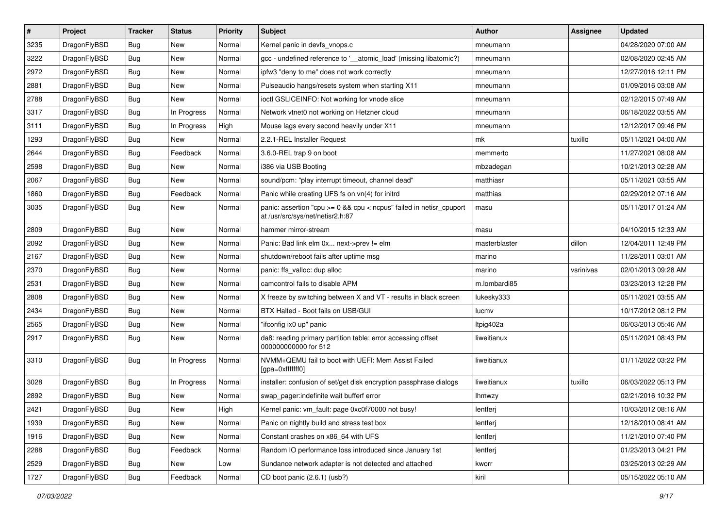| # | Project | Tracker | Status | Priority | Subject | Author | Assignee | Updated |
| --- | --- | --- | --- | --- | --- | --- | --- | --- |
| 3235 | DragonFlyBSD | Bug | New | Normal | Kernel panic in devfs_vnops.c | mneumann | | 04/28/2020 07:00 AM |
| 3222 | DragonFlyBSD | Bug | New | Normal | gcc - undefined reference to '__atomic_load' (missing libatomic?) | mneumann | | 02/08/2020 02:45 AM |
| 2972 | DragonFlyBSD | Bug | New | Normal | ipfw3 "deny to me" does not work correctly | mneumann | | 12/27/2016 12:11 PM |
| 2881 | DragonFlyBSD | Bug | New | Normal | Pulseaudio hangs/resets system when starting X11 | mneumann | | 01/09/2016 03:08 AM |
| 2788 | DragonFlyBSD | Bug | New | Normal | ioctl GSLICEINFO: Not working for vnode slice | mneumann | | 02/12/2015 07:49 AM |
| 3317 | DragonFlyBSD | Bug | In Progress | Normal | Network vtnet0 not working on Hetzner cloud | mneumann | | 06/18/2022 03:55 AM |
| 3111 | DragonFlyBSD | Bug | In Progress | High | Mouse lags every second heavily under X11 | mneumann | | 12/12/2017 09:46 PM |
| 1293 | DragonFlyBSD | Bug | New | Normal | 2.2.1-REL Installer Request | mk | tuxillo | 05/11/2021 04:00 AM |
| 2644 | DragonFlyBSD | Bug | Feedback | Normal | 3.6.0-REL trap 9 on boot | memmerto | | 11/27/2021 08:08 AM |
| 2598 | DragonFlyBSD | Bug | New | Normal | i386 via USB Booting | mbzadegan | | 10/21/2013 02:28 AM |
| 2067 | DragonFlyBSD | Bug | New | Normal | sound/pcm: "play interrupt timeout, channel dead" | matthiasr | | 05/11/2021 03:55 AM |
| 1860 | DragonFlyBSD | Bug | Feedback | Normal | Panic while creating UFS fs on vn(4) for initrd | matthias | | 02/29/2012 07:16 AM |
| 3035 | DragonFlyBSD | Bug | New | Normal | panic: assertion "cpu >= 0 && cpu < ncpus" failed in netisr_cpuport at /usr/src/sys/net/netisr2.h:87 | masu | | 05/11/2017 01:24 AM |
| 2809 | DragonFlyBSD | Bug | New | Normal | hammer mirror-stream | masu | | 04/10/2015 12:33 AM |
| 2092 | DragonFlyBSD | Bug | New | Normal | Panic: Bad link elm 0x... next->prev != elm | masterblaster | dillon | 12/04/2011 12:49 PM |
| 2167 | DragonFlyBSD | Bug | New | Normal | shutdown/reboot fails after uptime msg | marino | | 11/28/2011 03:01 AM |
| 2370 | DragonFlyBSD | Bug | New | Normal | panic: ffs_valloc: dup alloc | marino | vsrinivas | 02/01/2013 09:28 AM |
| 2531 | DragonFlyBSD | Bug | New | Normal | camcontrol fails to disable APM | m.lombardi85 | | 03/23/2013 12:28 PM |
| 2808 | DragonFlyBSD | Bug | New | Normal | X freeze by switching between X and VT - results in black screen | lukesky333 | | 05/11/2021 03:55 AM |
| 2434 | DragonFlyBSD | Bug | New | Normal | BTX Halted - Boot fails on USB/GUI | lucmv | | 10/17/2012 08:12 PM |
| 2565 | DragonFlyBSD | Bug | New | Normal | "ifconfig ix0 up" panic | ltpig402a | | 06/03/2013 05:46 AM |
| 2917 | DragonFlyBSD | Bug | New | Normal | da8: reading primary partition table: error accessing offset 000000000000 for 512 | liweitianux | | 05/11/2021 08:43 PM |
| 3310 | DragonFlyBSD | Bug | In Progress | Normal | NVMM+QEMU fail to boot with UEFI: Mem Assist Failed [gpa=0xfffffff0] | liweitianux | | 01/11/2022 03:22 PM |
| 3028 | DragonFlyBSD | Bug | In Progress | Normal | installer: confusion of set/get disk encryption passphrase dialogs | liweitianux | tuxillo | 06/03/2022 05:13 PM |
| 2892 | DragonFlyBSD | Bug | New | Normal | swap_pager:indefinite wait bufferf error | lhmwzy | | 02/21/2016 10:32 PM |
| 2421 | DragonFlyBSD | Bug | New | High | Kernel panic: vm_fault: page 0xc0f70000 not busy! | lentferj | | 10/03/2012 08:16 AM |
| 1939 | DragonFlyBSD | Bug | New | Normal | Panic on nightly build and stress test box | lentferj | | 12/18/2010 08:41 AM |
| 1916 | DragonFlyBSD | Bug | New | Normal | Constant crashes on x86_64 with UFS | lentferj | | 11/21/2010 07:40 PM |
| 2288 | DragonFlyBSD | Bug | Feedback | Normal | Random IO performance loss introduced since January 1st | lentferj | | 01/23/2013 04:21 PM |
| 2529 | DragonFlyBSD | Bug | New | Low | Sundance network adapter is not detected and attached | kworr | | 03/25/2013 02:29 AM |
| 1727 | DragonFlyBSD | Bug | Feedback | Normal | CD boot panic (2.6.1) (usb?) | kiril | | 05/15/2022 05:10 AM |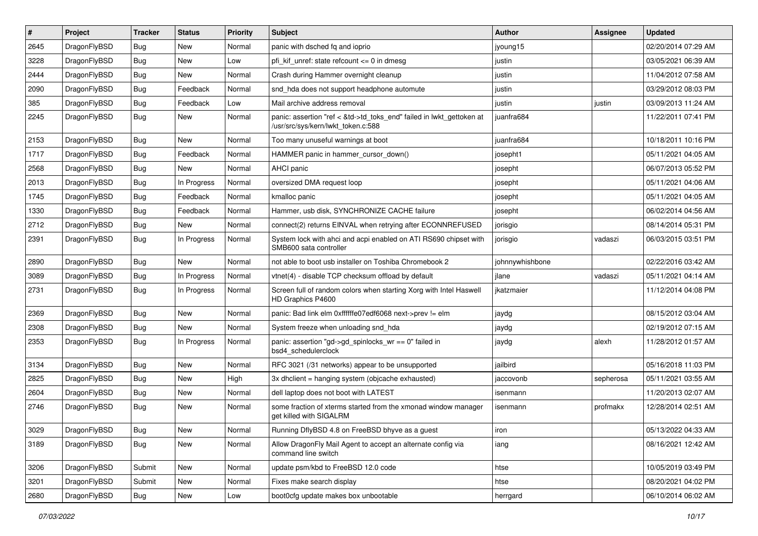| # | Project | Tracker | Status | Priority | Subject | Author | Assignee | Updated |
|---|---|---|---|---|---|---|---|---|
| 2645 | DragonFlyBSD | Bug | New | Normal | panic with dsched fq and ioprio | jyoung15 | | 02/20/2014 07:29 AM |
| 3228 | DragonFlyBSD | Bug | New | Low | pfi_kif_unref: state refcount <= 0 in dmesg | justin | | 03/05/2021 06:39 AM |
| 2444 | DragonFlyBSD | Bug | New | Normal | Crash during Hammer overnight cleanup | justin | | 11/04/2012 07:58 AM |
| 2090 | DragonFlyBSD | Bug | Feedback | Normal | snd_hda does not support headphone automute | justin | | 03/29/2012 08:03 PM |
| 385 | DragonFlyBSD | Bug | Feedback | Low | Mail archive address removal | justin | justin | 03/09/2013 11:24 AM |
| 2245 | DragonFlyBSD | Bug | New | Normal | panic: assertion "ref < &td->td_toks_end" failed in lwkt_gettoken at /usr/src/sys/kern/lwkt_token.c:588 | juanfra684 | | 11/22/2011 07:41 PM |
| 2153 | DragonFlyBSD | Bug | New | Normal | Too many unuseful warnings at boot | juanfra684 | | 10/18/2011 10:16 PM |
| 1717 | DragonFlyBSD | Bug | Feedback | Normal | HAMMER panic in hammer_cursor_down() | josepht1 | | 05/11/2021 04:05 AM |
| 2568 | DragonFlyBSD | Bug | New | Normal | AHCI panic | josepht | | 06/07/2013 05:52 PM |
| 2013 | DragonFlyBSD | Bug | In Progress | Normal | oversized DMA request loop | josepht | | 05/11/2021 04:06 AM |
| 1745 | DragonFlyBSD | Bug | Feedback | Normal | kmalloc panic | josepht | | 05/11/2021 04:05 AM |
| 1330 | DragonFlyBSD | Bug | Feedback | Normal | Hammer, usb disk, SYNCHRONIZE CACHE failure | josepht | | 06/02/2014 04:56 AM |
| 2712 | DragonFlyBSD | Bug | New | Normal | connect(2) returns EINVAL when retrying after ECONNREFUSED | jorisgio | | 08/14/2014 05:31 PM |
| 2391 | DragonFlyBSD | Bug | In Progress | Normal | System lock with ahci and acpi enabled on ATI RS690 chipset with SMB600 sata controller | jorisgio | vadaszi | 06/03/2015 03:51 PM |
| 2890 | DragonFlyBSD | Bug | New | Normal | not able to boot usb installer on Toshiba Chromebook 2 | johnnywhishbone | | 02/22/2016 03:42 AM |
| 3089 | DragonFlyBSD | Bug | In Progress | Normal | vtnet(4) - disable TCP checksum offload by default | jlane | vadaszi | 05/11/2021 04:14 AM |
| 2731 | DragonFlyBSD | Bug | In Progress | Normal | Screen full of random colors when starting Xorg with Intel Haswell HD Graphics P4600 | jkatzmaier | | 11/12/2014 04:08 PM |
| 2369 | DragonFlyBSD | Bug | New | Normal | panic: Bad link elm 0xffffffe07edf6068 next->prev != elm | jaydg | | 08/15/2012 03:04 AM |
| 2308 | DragonFlyBSD | Bug | New | Normal | System freeze when unloading snd_hda | jaydg | | 02/19/2012 07:15 AM |
| 2353 | DragonFlyBSD | Bug | In Progress | Normal | panic: assertion "gd->gd_spinlocks_wr == 0" failed in bsd4_schedulerclock | jaydg | alexh | 11/28/2012 01:57 AM |
| 3134 | DragonFlyBSD | Bug | New | Normal | RFC 3021 (/31 networks) appear to be unsupported | jailbird | | 05/16/2018 11:03 PM |
| 2825 | DragonFlyBSD | Bug | New | High | 3x dhclient = hanging system (objcache exhausted) | jaccovonb | sepherosa | 05/11/2021 03:55 AM |
| 2604 | DragonFlyBSD | Bug | New | Normal | dell laptop does not boot with LATEST | isenmann | | 11/20/2013 02:07 AM |
| 2746 | DragonFlyBSD | Bug | New | Normal | some fraction of xterms started from the xmonad window manager get killed with SIGALRM | isenmann | profmakx | 12/28/2014 02:51 AM |
| 3029 | DragonFlyBSD | Bug | New | Normal | Running DflyBSD 4.8 on FreeBSD bhyve as a guest | iron | | 05/13/2022 04:33 AM |
| 3189 | DragonFlyBSD | Bug | New | Normal | Allow DragonFly Mail Agent to accept an alternate config via command line switch | iang | | 08/16/2021 12:42 AM |
| 3206 | DragonFlyBSD | Submit | New | Normal | update psm/kbd to FreeBSD 12.0 code | htse | | 10/05/2019 03:49 PM |
| 3201 | DragonFlyBSD | Submit | New | Normal | Fixes make search display | htse | | 08/20/2021 04:02 PM |
| 2680 | DragonFlyBSD | Bug | New | Low | boot0cfg update makes box unbootable | herrgard | | 06/10/2014 06:02 AM |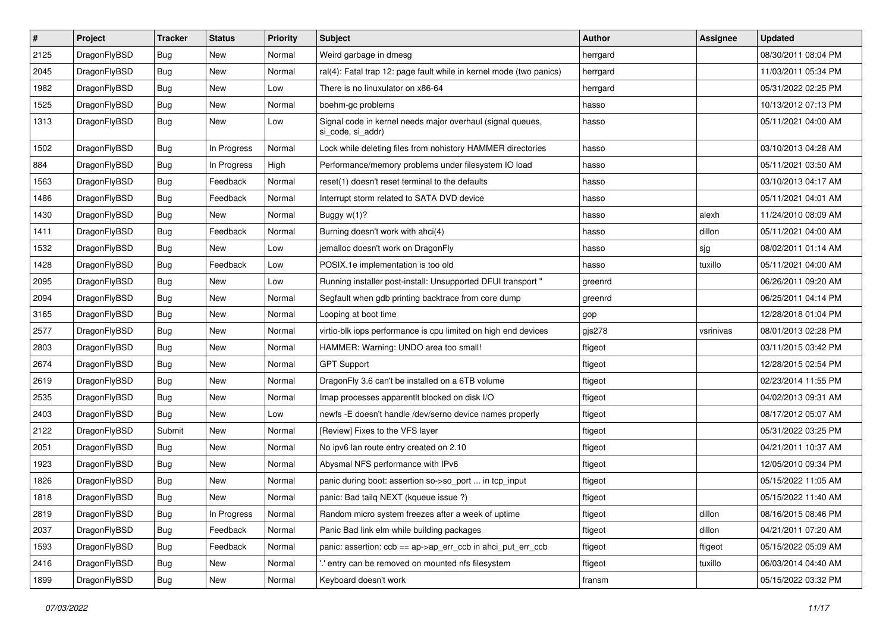| # | Project | Tracker | Status | Priority | Subject | Author | Assignee | Updated |
|---|---|---|---|---|---|---|---|---|
| 2125 | DragonFlyBSD | Bug | New | Normal | Weird garbage in dmesg | herrgard | | 08/30/2011 08:04 PM |
| 2045 | DragonFlyBSD | Bug | New | Normal | ral(4): Fatal trap 12: page fault while in kernel mode (two panics) | herrgard | | 11/03/2011 05:34 PM |
| 1982 | DragonFlyBSD | Bug | New | Low | There is no linuxulator on x86-64 | herrgard | | 05/31/2022 02:25 PM |
| 1525 | DragonFlyBSD | Bug | New | Normal | boehm-gc problems | hasso | | 10/13/2012 07:13 PM |
| 1313 | DragonFlyBSD | Bug | New | Low | Signal code in kernel needs major overhaul (signal queues, si_code, si_addr) | hasso | | 05/11/2021 04:00 AM |
| 1502 | DragonFlyBSD | Bug | In Progress | Normal | Lock while deleting files from nohistory HAMMER directories | hasso | | 03/10/2013 04:28 AM |
| 884 | DragonFlyBSD | Bug | In Progress | High | Performance/memory problems under filesystem IO load | hasso | | 05/11/2021 03:50 AM |
| 1563 | DragonFlyBSD | Bug | Feedback | Normal | reset(1) doesn't reset terminal to the defaults | hasso | | 03/10/2013 04:17 AM |
| 1486 | DragonFlyBSD | Bug | Feedback | Normal | Interrupt storm related to SATA DVD device | hasso | | 05/11/2021 04:01 AM |
| 1430 | DragonFlyBSD | Bug | New | Normal | Buggy w(1)? | hasso | alexh | 11/24/2010 08:09 AM |
| 1411 | DragonFlyBSD | Bug | Feedback | Normal | Burning doesn't work with ahci(4) | hasso | dillon | 05/11/2021 04:00 AM |
| 1532 | DragonFlyBSD | Bug | New | Low | jemalloc doesn't work on DragonFly | hasso | sjg | 08/02/2011 01:14 AM |
| 1428 | DragonFlyBSD | Bug | Feedback | Low | POSIX.1e implementation is too old | hasso | tuxillo | 05/11/2021 04:00 AM |
| 2095 | DragonFlyBSD | Bug | New | Low | Running installer post-install: Unsupported DFUI transport " | greenrd | | 06/26/2011 09:20 AM |
| 2094 | DragonFlyBSD | Bug | New | Normal | Segfault when gdb printing backtrace from core dump | greenrd | | 06/25/2011 04:14 PM |
| 3165 | DragonFlyBSD | Bug | New | Normal | Looping at boot time | gop | | 12/28/2018 01:04 PM |
| 2577 | DragonFlyBSD | Bug | New | Normal | virtio-blk iops performance is cpu limited on high end devices | gjs278 | vsrinivas | 08/01/2013 02:28 PM |
| 2803 | DragonFlyBSD | Bug | New | Normal | HAMMER: Warning: UNDO area too small! | ftigeot | | 03/11/2015 03:42 PM |
| 2674 | DragonFlyBSD | Bug | New | Normal | GPT Support | ftigeot | | 12/28/2015 02:54 PM |
| 2619 | DragonFlyBSD | Bug | New | Normal | DragonFly 3.6 can't be installed on a 6TB volume | ftigeot | | 02/23/2014 11:55 PM |
| 2535 | DragonFlyBSD | Bug | New | Normal | Imap processes apparentlt blocked on disk I/O | ftigeot | | 04/02/2013 09:31 AM |
| 2403 | DragonFlyBSD | Bug | New | Low | newfs -E doesn't handle /dev/serno device names properly | ftigeot | | 08/17/2012 05:07 AM |
| 2122 | DragonFlyBSD | Submit | New | Normal | [Review] Fixes to the VFS layer | ftigeot | | 05/31/2022 03:25 PM |
| 2051 | DragonFlyBSD | Bug | New | Normal | No ipv6 lan route entry created on 2.10 | ftigeot | | 04/21/2011 10:37 AM |
| 1923 | DragonFlyBSD | Bug | New | Normal | Abysmal NFS performance with IPv6 | ftigeot | | 12/05/2010 09:34 PM |
| 1826 | DragonFlyBSD | Bug | New | Normal | panic during boot: assertion so->so_port ... in tcp_input | ftigeot | | 05/15/2022 11:05 AM |
| 1818 | DragonFlyBSD | Bug | New | Normal | panic: Bad tailq NEXT (kqueue issue ?) | ftigeot | | 05/15/2022 11:40 AM |
| 2819 | DragonFlyBSD | Bug | In Progress | Normal | Random micro system freezes after a week of uptime | ftigeot | dillon | 08/16/2015 08:46 PM |
| 2037 | DragonFlyBSD | Bug | Feedback | Normal | Panic Bad link elm while building packages | ftigeot | dillon | 04/21/2011 07:20 AM |
| 1593 | DragonFlyBSD | Bug | Feedback | Normal | panic: assertion: ccb == ap->ap_err_ccb in ahci_put_err_ccb | ftigeot | ftigeot | 05/15/2022 05:09 AM |
| 2416 | DragonFlyBSD | Bug | New | Normal | '.' entry can be removed on mounted nfs filesystem | ftigeot | tuxillo | 06/03/2014 04:40 AM |
| 1899 | DragonFlyBSD | Bug | New | Normal | Keyboard doesn't work | fransm | | 05/15/2022 03:32 PM |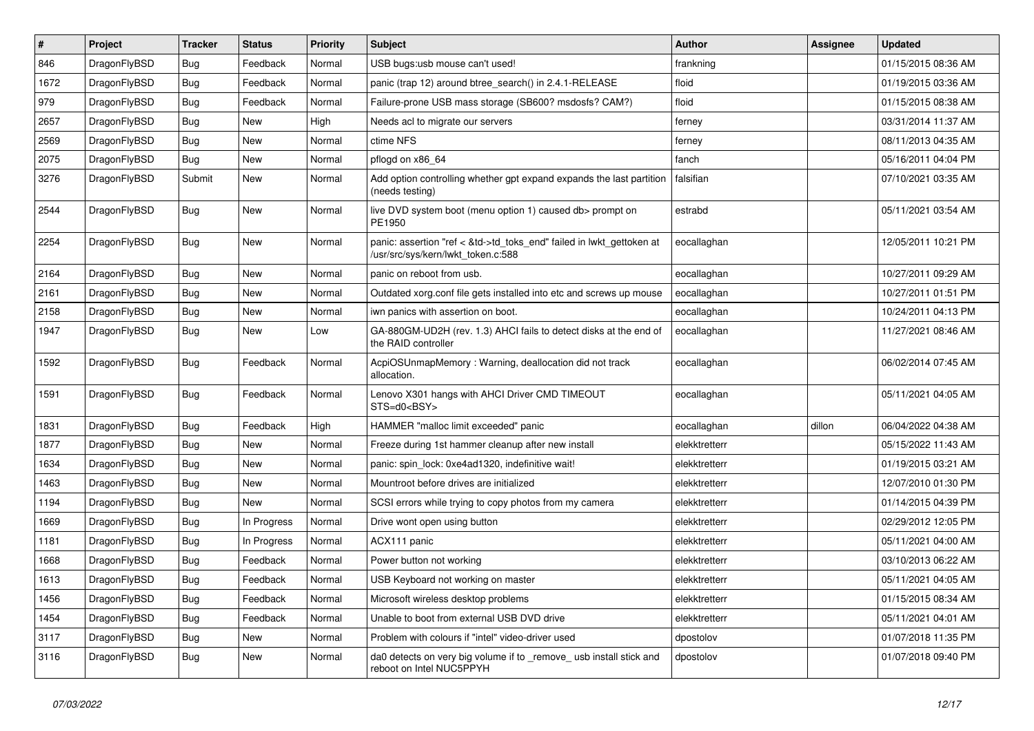| # | Project | Tracker | Status | Priority | Subject | Author | Assignee | Updated |
|---|---|---|---|---|---|---|---|---|
| 846 | DragonFlyBSD | Bug | Feedback | Normal | USB bugs:usb mouse can't used! | frankning | | 01/15/2015 08:36 AM |
| 1672 | DragonFlyBSD | Bug | Feedback | Normal | panic (trap 12) around btree_search() in 2.4.1-RELEASE | floid | | 01/19/2015 03:36 AM |
| 979 | DragonFlyBSD | Bug | Feedback | Normal | Failure-prone USB mass storage (SB600? msdosfs? CAM?) | floid | | 01/15/2015 08:38 AM |
| 2657 | DragonFlyBSD | Bug | New | High | Needs acl to migrate our servers | ferney | | 03/31/2014 11:37 AM |
| 2569 | DragonFlyBSD | Bug | New | Normal | ctime NFS | ferney | | 08/11/2013 04:35 AM |
| 2075 | DragonFlyBSD | Bug | New | Normal | pflogd on x86_64 | fanch | | 05/16/2011 04:04 PM |
| 3276 | DragonFlyBSD | Submit | New | Normal | Add option controlling whether gpt expand expands the last partition (needs testing) | falsifian | | 07/10/2021 03:35 AM |
| 2544 | DragonFlyBSD | Bug | New | Normal | live DVD system boot (menu option 1) caused db> prompt on PE1950 | estrabd | | 05/11/2021 03:54 AM |
| 2254 | DragonFlyBSD | Bug | New | Normal | panic: assertion "ref < &td->td_toks_end" failed in lwkt_gettoken at /usr/src/sys/kern/lwkt_token.c:588 | eocallaghan | | 12/05/2011 10:21 PM |
| 2164 | DragonFlyBSD | Bug | New | Normal | panic on reboot from usb. | eocallaghan | | 10/27/2011 09:29 AM |
| 2161 | DragonFlyBSD | Bug | New | Normal | Outdated xorg.conf file gets installed into etc and screws up mouse | eocallaghan | | 10/27/2011 01:51 PM |
| 2158 | DragonFlyBSD | Bug | New | Normal | iwn panics with assertion on boot. | eocallaghan | | 10/24/2011 04:13 PM |
| 1947 | DragonFlyBSD | Bug | New | Low | GA-880GM-UD2H (rev. 1.3) AHCI fails to detect disks at the end of the RAID controller | eocallaghan | | 11/27/2021 08:46 AM |
| 1592 | DragonFlyBSD | Bug | Feedback | Normal | AcpiOSUnmapMemory : Warning, deallocation did not track allocation. | eocallaghan | | 06/02/2014 07:45 AM |
| 1591 | DragonFlyBSD | Bug | Feedback | Normal | Lenovo X301 hangs with AHCI Driver CMD TIMEOUT STS=d0<BSY> | eocallaghan | | 05/11/2021 04:05 AM |
| 1831 | DragonFlyBSD | Bug | Feedback | High | HAMMER "malloc limit exceeded" panic | eocallaghan | dillon | 06/04/2022 04:38 AM |
| 1877 | DragonFlyBSD | Bug | New | Normal | Freeze during 1st hammer cleanup after new install | elekktretterr | | 05/15/2022 11:43 AM |
| 1634 | DragonFlyBSD | Bug | New | Normal | panic: spin_lock: 0xe4ad1320, indefinitive wait! | elekktretterr | | 01/19/2015 03:21 AM |
| 1463 | DragonFlyBSD | Bug | New | Normal | Mountroot before drives are initialized | elekktretterr | | 12/07/2010 01:30 PM |
| 1194 | DragonFlyBSD | Bug | New | Normal | SCSI errors while trying to copy photos from my camera | elekktretterr | | 01/14/2015 04:39 PM |
| 1669 | DragonFlyBSD | Bug | In Progress | Normal | Drive wont open using button | elekktretterr | | 02/29/2012 12:05 PM |
| 1181 | DragonFlyBSD | Bug | In Progress | Normal | ACX111 panic | elekktretterr | | 05/11/2021 04:00 AM |
| 1668 | DragonFlyBSD | Bug | Feedback | Normal | Power button not working | elekktretterr | | 03/10/2013 06:22 AM |
| 1613 | DragonFlyBSD | Bug | Feedback | Normal | USB Keyboard not working on master | elekktretterr | | 05/11/2021 04:05 AM |
| 1456 | DragonFlyBSD | Bug | Feedback | Normal | Microsoft wireless desktop problems | elekktretterr | | 01/15/2015 08:34 AM |
| 1454 | DragonFlyBSD | Bug | Feedback | Normal | Unable to boot from external USB DVD drive | elekktretterr | | 05/11/2021 04:01 AM |
| 3117 | DragonFlyBSD | Bug | New | Normal | Problem with colours if "intel" video-driver used | dpostolov | | 01/07/2018 11:35 PM |
| 3116 | DragonFlyBSD | Bug | New | Normal | da0 detects on very big volume if to _remove_ usb install stick and reboot on Intel NUC5PPYH | dpostolov | | 01/07/2018 09:40 PM |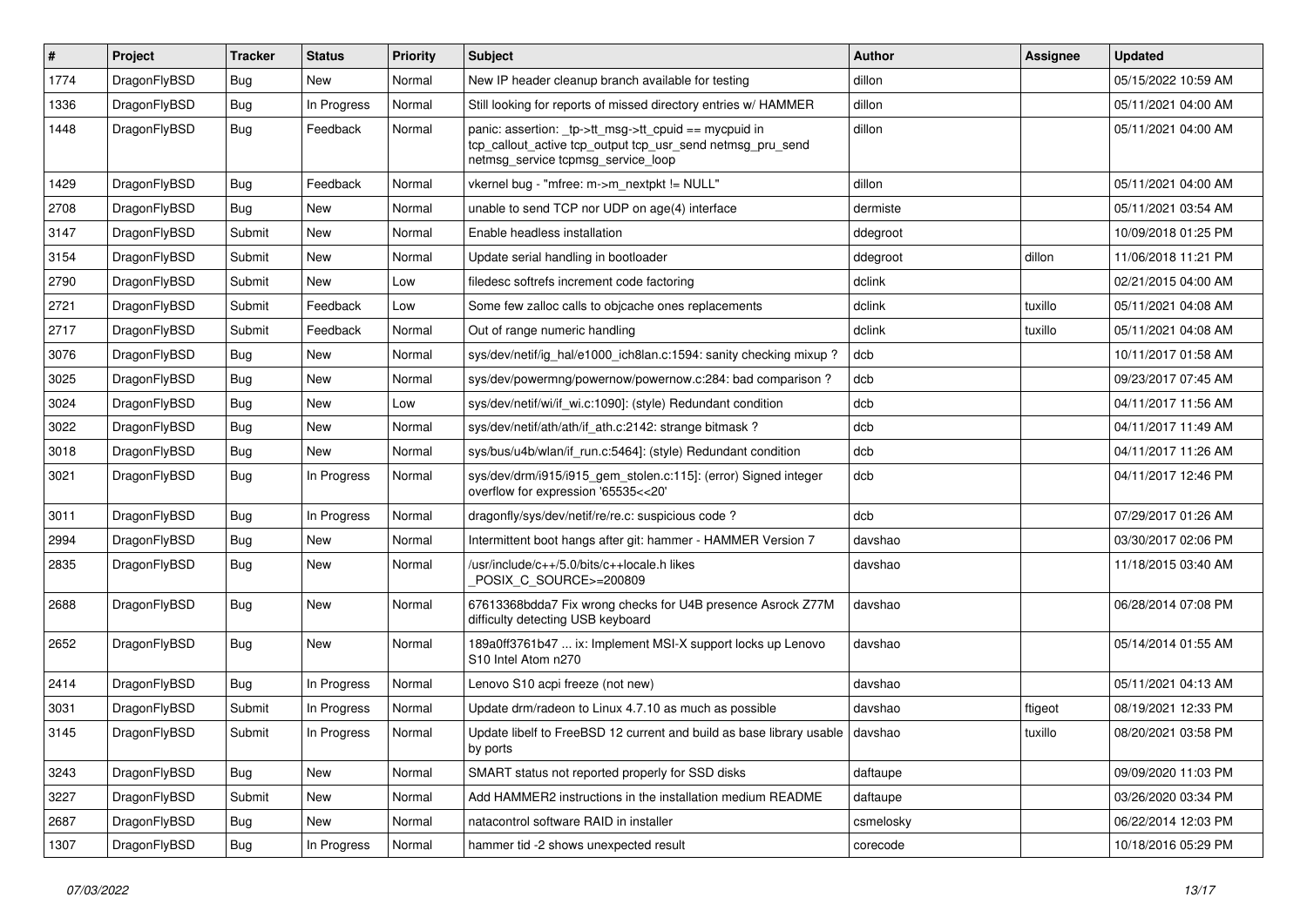| # | Project | Tracker | Status | Priority | Subject | Author | Assignee | Updated |
|---|---|---|---|---|---|---|---|---|
| 1774 | DragonFlyBSD | Bug | New | Normal | New IP header cleanup branch available for testing | dillon | | 05/15/2022 10:59 AM |
| 1336 | DragonFlyBSD | Bug | In Progress | Normal | Still looking for reports of missed directory entries w/ HAMMER | dillon | | 05/11/2021 04:00 AM |
| 1448 | DragonFlyBSD | Bug | Feedback | Normal | panic: assertion: _tp->tt_msg->tt_cpuid == mycpuid in tcp_callout_active tcp_output tcp_usr_send netmsg_pru_send netmsg_service tcpmsg_service_loop | dillon | | 05/11/2021 04:00 AM |
| 1429 | DragonFlyBSD | Bug | Feedback | Normal | vkernel bug - "mfree: m->m_nextpkt != NULL" | dillon | | 05/11/2021 04:00 AM |
| 2708 | DragonFlyBSD | Bug | New | Normal | unable to send TCP nor UDP on age(4) interface | dermiste | | 05/11/2021 03:54 AM |
| 3147 | DragonFlyBSD | Submit | New | Normal | Enable headless installation | ddegroot | | 10/09/2018 01:25 PM |
| 3154 | DragonFlyBSD | Submit | New | Normal | Update serial handling in bootloader | ddegroot | dillon | 11/06/2018 11:21 PM |
| 2790 | DragonFlyBSD | Submit | New | Low | filedesc softrefs increment code factoring | dclink | | 02/21/2015 04:00 AM |
| 2721 | DragonFlyBSD | Submit | Feedback | Low | Some few zalloc calls to objcache ones replacements | dclink | tuxillo | 05/11/2021 04:08 AM |
| 2717 | DragonFlyBSD | Submit | Feedback | Normal | Out of range numeric handling | dclink | tuxillo | 05/11/2021 04:08 AM |
| 3076 | DragonFlyBSD | Bug | New | Normal | sys/dev/netif/ig_hal/e1000_ich8lan.c:1594: sanity checking mixup ? | dcb | | 10/11/2017 01:58 AM |
| 3025 | DragonFlyBSD | Bug | New | Normal | sys/dev/powermng/powernow/powernow.c:284: bad comparison ? | dcb | | 09/23/2017 07:45 AM |
| 3024 | DragonFlyBSD | Bug | New | Low | sys/dev/netif/wi/if_wi.c:1090]: (style) Redundant condition | dcb | | 04/11/2017 11:56 AM |
| 3022 | DragonFlyBSD | Bug | New | Normal | sys/dev/netif/ath/ath/if_ath.c:2142: strange bitmask ? | dcb | | 04/11/2017 11:49 AM |
| 3018 | DragonFlyBSD | Bug | New | Normal | sys/bus/u4b/wlan/if_run.c:5464]: (style) Redundant condition | dcb | | 04/11/2017 11:26 AM |
| 3021 | DragonFlyBSD | Bug | In Progress | Normal | sys/dev/drm/i915/i915_gem_stolen.c:115]: (error) Signed integer overflow for expression '65535<<20' | dcb | | 04/11/2017 12:46 PM |
| 3011 | DragonFlyBSD | Bug | In Progress | Normal | dragonfly/sys/dev/netif/re/re.c: suspicious code ? | dcb | | 07/29/2017 01:26 AM |
| 2994 | DragonFlyBSD | Bug | New | Normal | Intermittent boot hangs after git: hammer - HAMMER Version 7 | davshao | | 03/30/2017 02:06 PM |
| 2835 | DragonFlyBSD | Bug | New | Normal | /usr/include/c++/5.0/bits/c++locale.h likes _POSIX_C_SOURCE>=200809 | davshao | | 11/18/2015 03:40 AM |
| 2688 | DragonFlyBSD | Bug | New | Normal | 67613368bdda7 Fix wrong checks for U4B presence Asrock Z77M difficulty detecting USB keyboard | davshao | | 06/28/2014 07:08 PM |
| 2652 | DragonFlyBSD | Bug | New | Normal | 189a0ff3761b47 ... ix: Implement MSI-X support locks up Lenovo S10 Intel Atom n270 | davshao | | 05/14/2014 01:55 AM |
| 2414 | DragonFlyBSD | Bug | In Progress | Normal | Lenovo S10 acpi freeze (not new) | davshao | | 05/11/2021 04:13 AM |
| 3031 | DragonFlyBSD | Submit | In Progress | Normal | Update drm/radeon to Linux 4.7.10 as much as possible | davshao | ftigeot | 08/19/2021 12:33 PM |
| 3145 | DragonFlyBSD | Submit | In Progress | Normal | Update libelf to FreeBSD 12 current and build as base library usable by ports | davshao | tuxillo | 08/20/2021 03:58 PM |
| 3243 | DragonFlyBSD | Bug | New | Normal | SMART status not reported properly for SSD disks | daftaupe | | 09/09/2020 11:03 PM |
| 3227 | DragonFlyBSD | Submit | New | Normal | Add HAMMER2 instructions in the installation medium README | daftaupe | | 03/26/2020 03:34 PM |
| 2687 | DragonFlyBSD | Bug | New | Normal | natacontrol software RAID in installer | csmelosky | | 06/22/2014 12:03 PM |
| 1307 | DragonFlyBSD | Bug | In Progress | Normal | hammer tid -2 shows unexpected result | corecode | | 10/18/2016 05:29 PM |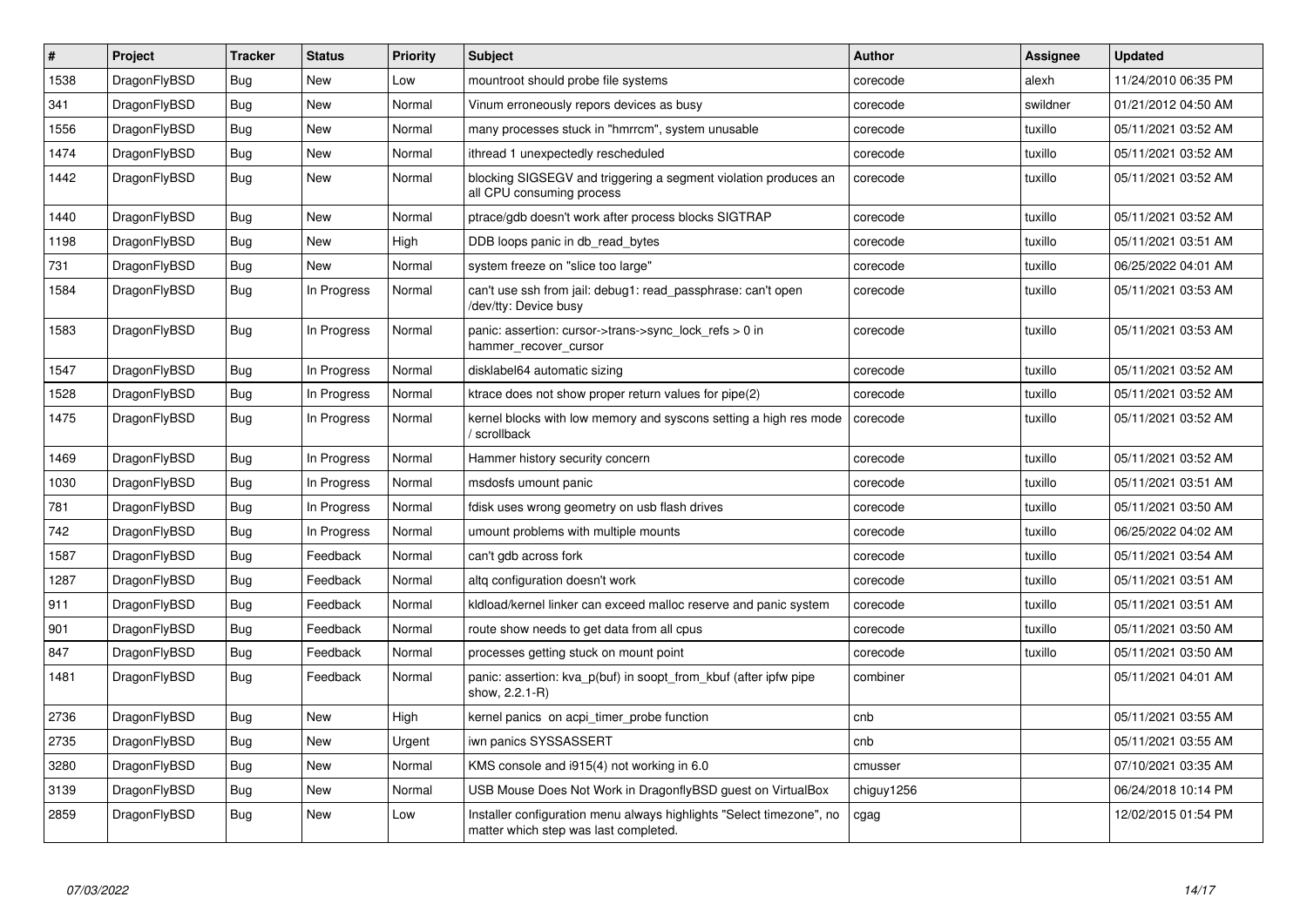| # | Project | Tracker | Status | Priority | Subject | Author | Assignee | Updated |
|---|---|---|---|---|---|---|---|---|
| 1538 | DragonFlyBSD | Bug | New | Low | mountroot should probe file systems | corecode | alexh | 11/24/2010 06:35 PM |
| 341 | DragonFlyBSD | Bug | New | Normal | Vinum erroneously repors devices as busy | corecode | swildner | 01/21/2012 04:50 AM |
| 1556 | DragonFlyBSD | Bug | New | Normal | many processes stuck in "hmrrcm", system unusable | corecode | tuxillo | 05/11/2021 03:52 AM |
| 1474 | DragonFlyBSD | Bug | New | Normal | ithread 1 unexpectedly rescheduled | corecode | tuxillo | 05/11/2021 03:52 AM |
| 1442 | DragonFlyBSD | Bug | New | Normal | blocking SIGSEGV and triggering a segment violation produces an all CPU consuming process | corecode | tuxillo | 05/11/2021 03:52 AM |
| 1440 | DragonFlyBSD | Bug | New | Normal | ptrace/gdb doesn't work after process blocks SIGTRAP | corecode | tuxillo | 05/11/2021 03:52 AM |
| 1198 | DragonFlyBSD | Bug | New | High | DDB loops panic in db_read_bytes | corecode | tuxillo | 05/11/2021 03:51 AM |
| 731 | DragonFlyBSD | Bug | New | Normal | system freeze on "slice too large" | corecode | tuxillo | 06/25/2022 04:01 AM |
| 1584 | DragonFlyBSD | Bug | In Progress | Normal | can't use ssh from jail: debug1: read_passphrase: can't open /dev/tty: Device busy | corecode | tuxillo | 05/11/2021 03:53 AM |
| 1583 | DragonFlyBSD | Bug | In Progress | Normal | panic: assertion: cursor->trans->sync_lock_refs > 0 in hammer_recover_cursor | corecode | tuxillo | 05/11/2021 03:53 AM |
| 1547 | DragonFlyBSD | Bug | In Progress | Normal | disklabel64 automatic sizing | corecode | tuxillo | 05/11/2021 03:52 AM |
| 1528 | DragonFlyBSD | Bug | In Progress | Normal | ktrace does not show proper return values for pipe(2) | corecode | tuxillo | 05/11/2021 03:52 AM |
| 1475 | DragonFlyBSD | Bug | In Progress | Normal | kernel blocks with low memory and syscons setting a high res mode / scrollback | corecode | tuxillo | 05/11/2021 03:52 AM |
| 1469 | DragonFlyBSD | Bug | In Progress | Normal | Hammer history security concern | corecode | tuxillo | 05/11/2021 03:52 AM |
| 1030 | DragonFlyBSD | Bug | In Progress | Normal | msdosfs umount panic | corecode | tuxillo | 05/11/2021 03:51 AM |
| 781 | DragonFlyBSD | Bug | In Progress | Normal | fdisk uses wrong geometry on usb flash drives | corecode | tuxillo | 05/11/2021 03:50 AM |
| 742 | DragonFlyBSD | Bug | In Progress | Normal | umount problems with multiple mounts | corecode | tuxillo | 06/25/2022 04:02 AM |
| 1587 | DragonFlyBSD | Bug | Feedback | Normal | can't gdb across fork | corecode | tuxillo | 05/11/2021 03:54 AM |
| 1287 | DragonFlyBSD | Bug | Feedback | Normal | altq configuration doesn't work | corecode | tuxillo | 05/11/2021 03:51 AM |
| 911 | DragonFlyBSD | Bug | Feedback | Normal | kldload/kernel linker can exceed malloc reserve and panic system | corecode | tuxillo | 05/11/2021 03:51 AM |
| 901 | DragonFlyBSD | Bug | Feedback | Normal | route show needs to get data from all cpus | corecode | tuxillo | 05/11/2021 03:50 AM |
| 847 | DragonFlyBSD | Bug | Feedback | Normal | processes getting stuck on mount point | corecode | tuxillo | 05/11/2021 03:50 AM |
| 1481 | DragonFlyBSD | Bug | Feedback | Normal | panic: assertion: kva_p(buf) in soopt_from_kbuf (after ipfw pipe show, 2.2.1-R) | combiner | | 05/11/2021 04:01 AM |
| 2736 | DragonFlyBSD | Bug | New | High | kernel panics on acpi_timer_probe function | cnb | | 05/11/2021 03:55 AM |
| 2735 | DragonFlyBSD | Bug | New | Urgent | iwn panics SYSSASSERT | cnb | | 05/11/2021 03:55 AM |
| 3280 | DragonFlyBSD | Bug | New | Normal | KMS console and i915(4) not working in 6.0 | cmusser | | 07/10/2021 03:35 AM |
| 3139 | DragonFlyBSD | Bug | New | Normal | USB Mouse Does Not Work in DragonflyBSD guest on VirtualBox | chiguy1256 | | 06/24/2018 10:14 PM |
| 2859 | DragonFlyBSD | Bug | New | Low | Installer configuration menu always highlights "Select timezone", no matter which step was last completed. | cgag | | 12/02/2015 01:54 PM |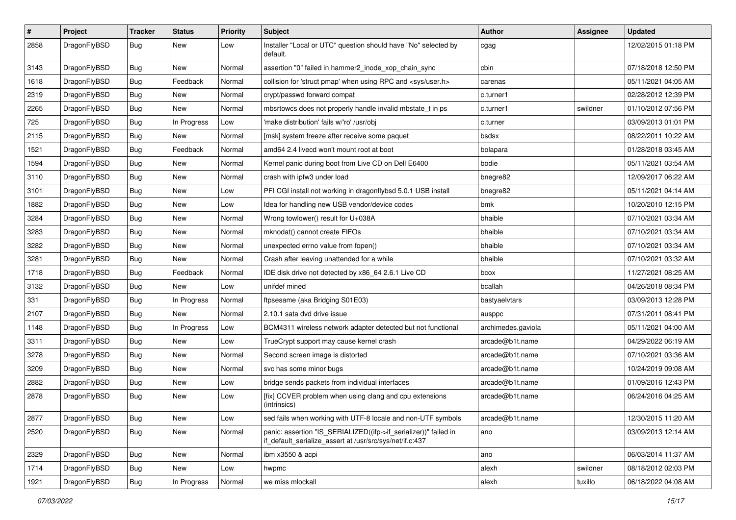| # | Project | Tracker | Status | Priority | Subject | Author | Assignee | Updated |
|---|---|---|---|---|---|---|---|---|
| 2858 | DragonFlyBSD | Bug | New | Low | Installer "Local or UTC" question should have "No" selected by default. | cgag | | 12/02/2015 01:18 PM |
| 3143 | DragonFlyBSD | Bug | New | Normal | assertion "0" failed in hammer2_inode_xop_chain_sync | cbin | | 07/18/2018 12:50 PM |
| 1618 | DragonFlyBSD | Bug | Feedback | Normal | collision for 'struct pmap' when using RPC and <sys/user.h> | carenas | | 05/11/2021 04:05 AM |
| 2319 | DragonFlyBSD | Bug | New | Normal | crypt/passwd forward compat | c.turner1 | | 02/28/2012 12:39 PM |
| 2265 | DragonFlyBSD | Bug | New | Normal | mbsrtowcs does not properly handle invalid mbstate_t in ps | c.turner1 | swildner | 01/10/2012 07:56 PM |
| 725 | DragonFlyBSD | Bug | In Progress | Low | 'make distribution' fails w/'ro' /usr/obj | c.turner | | 03/09/2013 01:01 PM |
| 2115 | DragonFlyBSD | Bug | New | Normal | [msk] system freeze after receive some paquet | bsdsx | | 08/22/2011 10:22 AM |
| 1521 | DragonFlyBSD | Bug | Feedback | Normal | amd64 2.4 livecd won't mount root at boot | bolapara | | 01/28/2018 03:45 AM |
| 1594 | DragonFlyBSD | Bug | New | Normal | Kernel panic during boot from Live CD on Dell E6400 | bodie | | 05/11/2021 03:54 AM |
| 3110 | DragonFlyBSD | Bug | New | Normal | crash with ipfw3 under load | bnegre82 | | 12/09/2017 06:22 AM |
| 3101 | DragonFlyBSD | Bug | New | Low | PFI CGI install not working in dragonflybsd 5.0.1 USB install | bnegre82 | | 05/11/2021 04:14 AM |
| 1882 | DragonFlyBSD | Bug | New | Low | Idea for handling new USB vendor/device codes | bmk | | 10/20/2010 12:15 PM |
| 3284 | DragonFlyBSD | Bug | New | Normal | Wrong towlower() result for U+038A | bhaible | | 07/10/2021 03:34 AM |
| 3283 | DragonFlyBSD | Bug | New | Normal | mknodat() cannot create FIFOs | bhaible | | 07/10/2021 03:34 AM |
| 3282 | DragonFlyBSD | Bug | New | Normal | unexpected errno value from fopen() | bhaible | | 07/10/2021 03:34 AM |
| 3281 | DragonFlyBSD | Bug | New | Normal | Crash after leaving unattended for a while | bhaible | | 07/10/2021 03:32 AM |
| 1718 | DragonFlyBSD | Bug | Feedback | Normal | IDE disk drive not detected by x86_64 2.6.1 Live CD | bcox | | 11/27/2021 08:25 AM |
| 3132 | DragonFlyBSD | Bug | New | Low | unifdef mined | bcallah | | 04/26/2018 08:34 PM |
| 331 | DragonFlyBSD | Bug | In Progress | Normal | ftpsesame (aka Bridging S01E03) | bastyaelvtars | | 03/09/2013 12:28 PM |
| 2107 | DragonFlyBSD | Bug | New | Normal | 2.10.1 sata dvd drive issue | ausppc | | 07/31/2011 08:41 PM |
| 1148 | DragonFlyBSD | Bug | In Progress | Low | BCM4311 wireless network adapter detected but not functional | archimedes.gaviola | | 05/11/2021 04:00 AM |
| 3311 | DragonFlyBSD | Bug | New | Low | TrueCrypt support may cause kernel crash | arcade@b1t.name | | 04/29/2022 06:19 AM |
| 3278 | DragonFlyBSD | Bug | New | Normal | Second screen image is distorted | arcade@b1t.name | | 07/10/2021 03:36 AM |
| 3209 | DragonFlyBSD | Bug | New | Normal | svc has some minor bugs | arcade@b1t.name | | 10/24/2019 09:08 AM |
| 2882 | DragonFlyBSD | Bug | New | Low | bridge sends packets from individual interfaces | arcade@b1t.name | | 01/09/2016 12:43 PM |
| 2878 | DragonFlyBSD | Bug | New | Low | [fix] CCVER problem when using clang and cpu extensions (intrinsics) | arcade@b1t.name | | 06/24/2016 04:25 AM |
| 2877 | DragonFlyBSD | Bug | New | Low | sed fails when working with UTF-8 locale and non-UTF symbols | arcade@b1t.name | | 12/30/2015 11:20 AM |
| 2520 | DragonFlyBSD | Bug | New | Normal | panic: assertion "IS_SERIALIZED((ifp->if_serializer))" failed in if_default_serialize_assert at /usr/src/sys/net/if.c:437 | ano | | 03/09/2013 12:14 AM |
| 2329 | DragonFlyBSD | Bug | New | Normal | ibm x3550 & acpi | ano | | 06/03/2014 11:37 AM |
| 1714 | DragonFlyBSD | Bug | New | Low | hwpmc | alexh | swildner | 08/18/2012 02:03 PM |
| 1921 | DragonFlyBSD | Bug | In Progress | Normal | we miss mlockall | alexh | tuxillo | 06/18/2022 04:08 AM |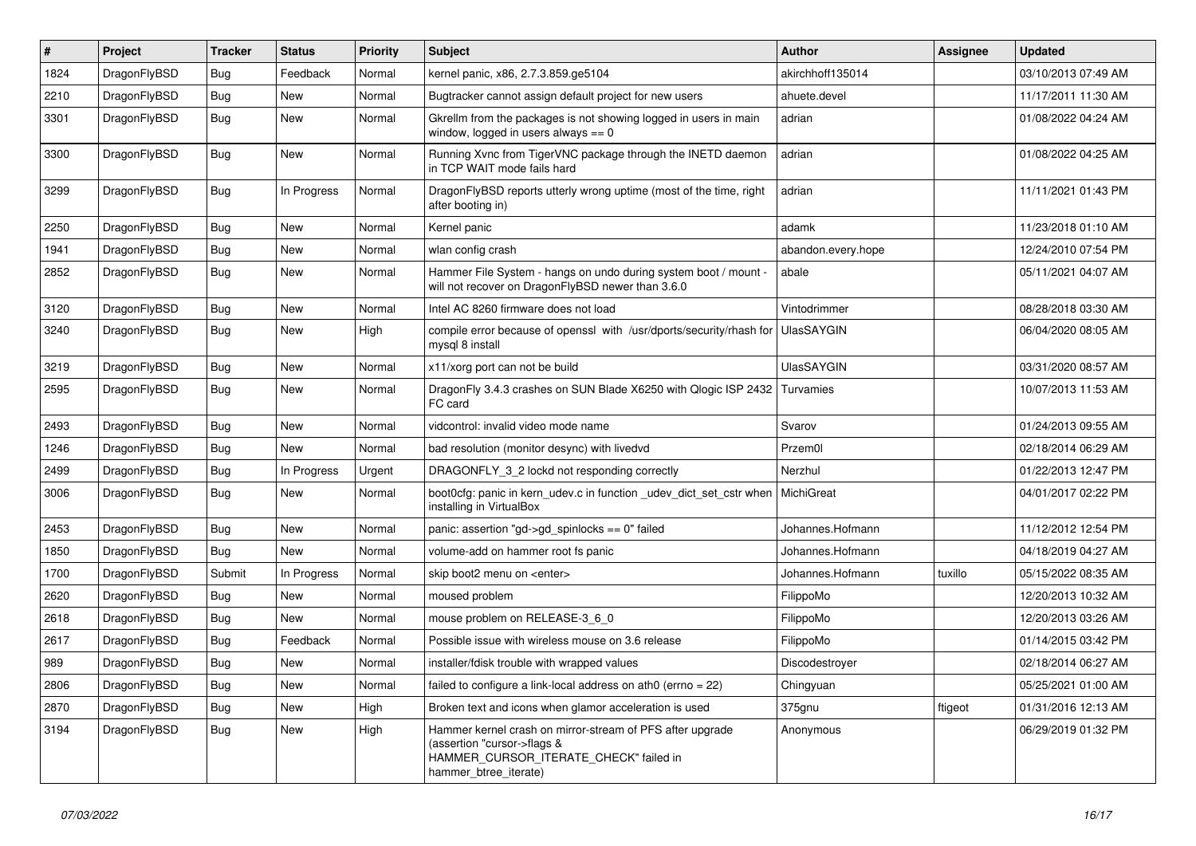| # | Project | Tracker | Status | Priority | Subject | Author | Assignee | Updated |
|---|---|---|---|---|---|---|---|---|
| 1824 | DragonFlyBSD | Bug | Feedback | Normal | kernel panic, x86, 2.7.3.859.ge5104 | akirchhoff135014 | | 03/10/2013 07:49 AM |
| 2210 | DragonFlyBSD | Bug | New | Normal | Bugtracker cannot assign default project for new users | ahuete.devel | | 11/17/2011 11:30 AM |
| 3301 | DragonFlyBSD | Bug | New | Normal | Gkrellm from the packages is not showing logged in users in main window, logged in users always == 0 | adrian | | 01/08/2022 04:24 AM |
| 3300 | DragonFlyBSD | Bug | New | Normal | Running Xvnc from TigerVNC package through the INETD daemon in TCP WAIT mode fails hard | adrian | | 01/08/2022 04:25 AM |
| 3299 | DragonFlyBSD | Bug | In Progress | Normal | DragonFlyBSD reports utterly wrong uptime (most of the time, right after booting in) | adrian | | 11/11/2021 01:43 PM |
| 2250 | DragonFlyBSD | Bug | New | Normal | Kernel panic | adamk | | 11/23/2018 01:10 AM |
| 1941 | DragonFlyBSD | Bug | New | Normal | wlan config crash | abandon.every.hope | | 12/24/2010 07:54 PM |
| 2852 | DragonFlyBSD | Bug | New | Normal | Hammer File System - hangs on undo during system boot / mount - will not recover on DragonFlyBSD newer than 3.6.0 | abale | | 05/11/2021 04:07 AM |
| 3120 | DragonFlyBSD | Bug | New | Normal | Intel AC 8260 firmware does not load | Vintodrimmer | | 08/28/2018 03:30 AM |
| 3240 | DragonFlyBSD | Bug | New | High | compile error because of openssl with /usr/dports/security/rhash for mysql 8 install | UlasSAYGIN | | 06/04/2020 08:05 AM |
| 3219 | DragonFlyBSD | Bug | New | Normal | x11/xorg port can not be build | UlasSAYGIN | | 03/31/2020 08:57 AM |
| 2595 | DragonFlyBSD | Bug | New | Normal | DragonFly 3.4.3 crashes on SUN Blade X6250 with Qlogic ISP 2432 FC card | Turvamies | | 10/07/2013 11:53 AM |
| 2493 | DragonFlyBSD | Bug | New | Normal | vidcontrol: invalid video mode name | Svarov | | 01/24/2013 09:55 AM |
| 1246 | DragonFlyBSD | Bug | New | Normal | bad resolution (monitor desync) with livedvd | Przem0l | | 02/18/2014 06:29 AM |
| 2499 | DragonFlyBSD | Bug | In Progress | Urgent | DRAGONFLY_3_2 lockd not responding correctly | Nerzhul | | 01/22/2013 12:47 PM |
| 3006 | DragonFlyBSD | Bug | New | Normal | boot0cfg: panic in kern_udev.c in function _udev_dict_set_cstr when installing in VirtualBox | MichiGreat | | 04/01/2017 02:22 PM |
| 2453 | DragonFlyBSD | Bug | New | Normal | panic: assertion "gd->gd_spinlocks == 0" failed | Johannes.Hofmann | | 11/12/2012 12:54 PM |
| 1850 | DragonFlyBSD | Bug | New | Normal | volume-add on hammer root fs panic | Johannes.Hofmann | | 04/18/2019 04:27 AM |
| 1700 | DragonFlyBSD | Submit | In Progress | Normal | skip boot2 menu on <enter> | Johannes.Hofmann | tuxillo | 05/15/2022 08:35 AM |
| 2620 | DragonFlyBSD | Bug | New | Normal | moused problem | FilippoMo | | 12/20/2013 10:32 AM |
| 2618 | DragonFlyBSD | Bug | New | Normal | mouse problem on RELEASE-3_6_0 | FilippoMo | | 12/20/2013 03:26 AM |
| 2617 | DragonFlyBSD | Bug | Feedback | Normal | Possible issue with wireless mouse on 3.6 release | FilippoMo | | 01/14/2015 03:42 PM |
| 989 | DragonFlyBSD | Bug | New | Normal | installer/fdisk trouble with wrapped values | Discodestroyer | | 02/18/2014 06:27 AM |
| 2806 | DragonFlyBSD | Bug | New | Normal | failed to configure a link-local address on ath0 (errno = 22) | Chingyuan | | 05/25/2021 01:00 AM |
| 2870 | DragonFlyBSD | Bug | New | High | Broken text and icons when glamor acceleration is used | 375gnu | ftigeot | 01/31/2016 12:13 AM |
| 3194 | DragonFlyBSD | Bug | New | High | Hammer kernel crash on mirror-stream of PFS after upgrade (assertion "cursor->flags & HAMMER_CURSOR_ITERATE_CHECK" failed in hammer_btree_iterate) | Anonymous | | 06/29/2019 01:32 PM |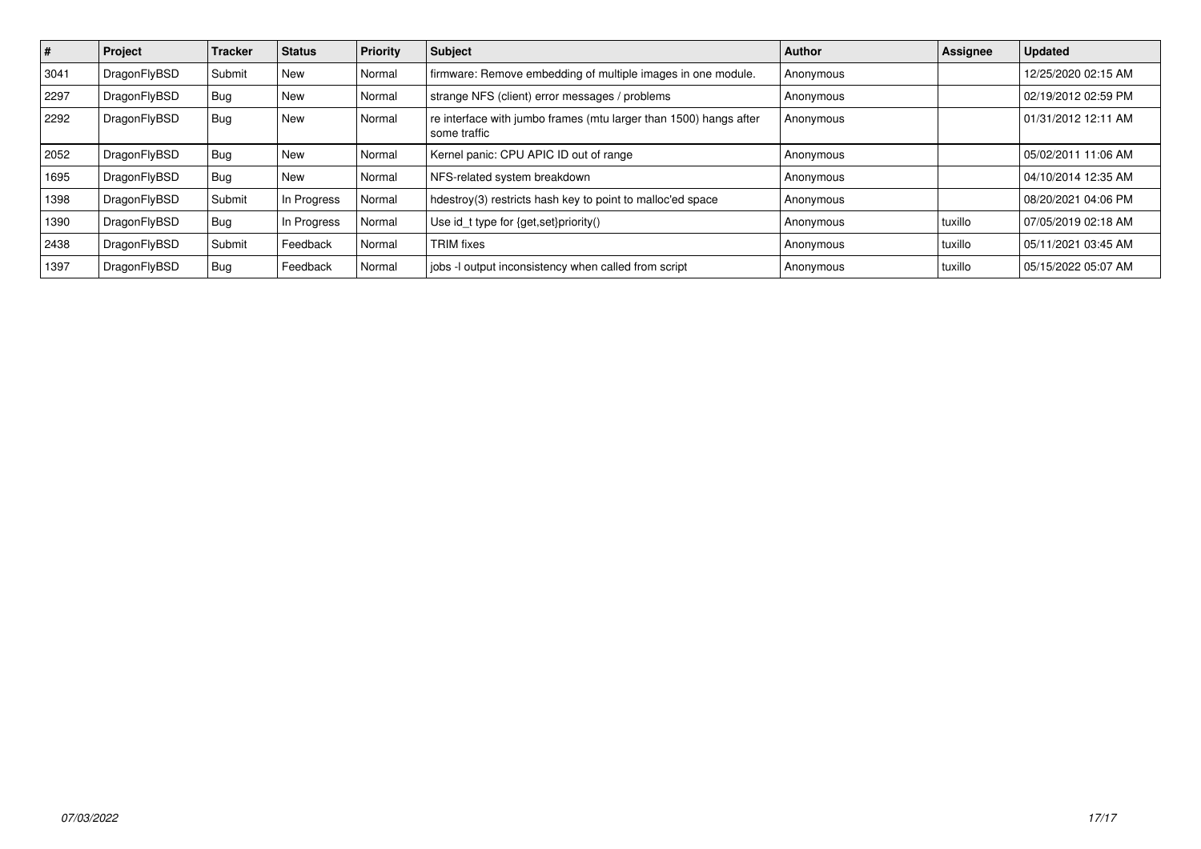| # | Project | Tracker | Status | Priority | Subject | Author | Assignee | Updated |
|---|---|---|---|---|---|---|---|---|
| 3041 | DragonFlyBSD | Submit | New | Normal | firmware: Remove embedding of multiple images in one module. | Anonymous | | 12/25/2020 02:15 AM |
| 2297 | DragonFlyBSD | Bug | New | Normal | strange NFS (client) error messages / problems | Anonymous | | 02/19/2012 02:59 PM |
| 2292 | DragonFlyBSD | Bug | New | Normal | re interface with jumbo frames (mtu larger than 1500) hangs after some traffic | Anonymous | | 01/31/2012 12:11 AM |
| 2052 | DragonFlyBSD | Bug | New | Normal | Kernel panic: CPU APIC ID out of range | Anonymous | | 05/02/2011 11:06 AM |
| 1695 | DragonFlyBSD | Bug | New | Normal | NFS-related system breakdown | Anonymous | | 04/10/2014 12:35 AM |
| 1398 | DragonFlyBSD | Submit | In Progress | Normal | hdestroy(3) restricts hash key to point to malloc'ed space | Anonymous | | 08/20/2021 04:06 PM |
| 1390 | DragonFlyBSD | Bug | In Progress | Normal | Use id_t type for {get,set}priority() | Anonymous | tuxillo | 07/05/2019 02:18 AM |
| 2438 | DragonFlyBSD | Submit | Feedback | Normal | TRIM fixes | Anonymous | tuxillo | 05/11/2021 03:45 AM |
| 1397 | DragonFlyBSD | Bug | Feedback | Normal | jobs -l output inconsistency when called from script | Anonymous | tuxillo | 05/15/2022 05:07 AM |